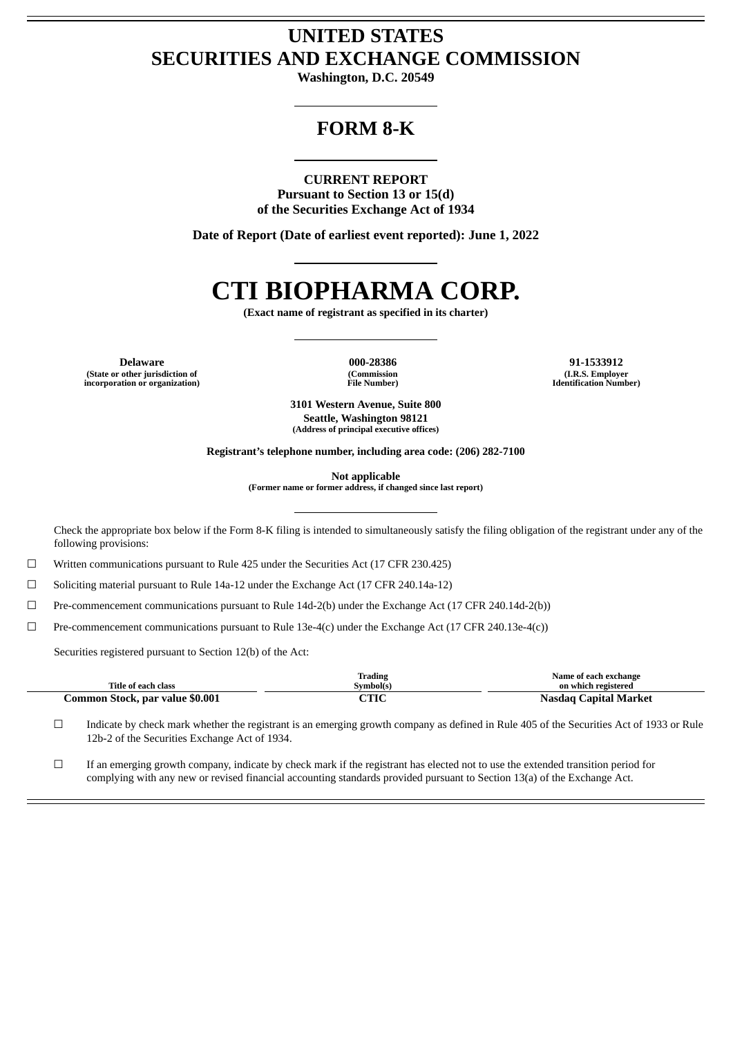# UNITED STATES
# SECURITIES AND EXCHANGE COMMISSION

**Washington, D.C. 20549**

## FORM 8-K

**CURRENT REPORT**
**Pursuant to Section 13 or 15(d)**
**of the Securities Exchange Act of 1934**

**Date of Report (Date of earliest event reported): June 1, 2022**

# CTI BIOPHARMA CORP.

**(Exact name of registrant as specified in its charter)**

| Delaware | 000-28386 | 91-1533912 |
|---|---|---|
| (State or other jurisdiction of incorporation or organization) | (Commission File Number) | (I.R.S. Employer Identification Number) |

**3101 Western Avenue, Suite 800**
**Seattle, Washington 98121**
**(Address of principal executive offices)**

**Registrant's telephone number, including area code: (206) 282-7100**

**Not applicable**
**(Former name or former address, if changed since last report)**

Check the appropriate box below if the Form 8-K filing is intended to simultaneously satisfy the filing obligation of the registrant under any of the following provisions:

☐ Written communications pursuant to Rule 425 under the Securities Act (17 CFR 230.425)

☐ Soliciting material pursuant to Rule 14a-12 under the Exchange Act (17 CFR 240.14a-12)

☐ Pre-commencement communications pursuant to Rule 14d-2(b) under the Exchange Act (17 CFR 240.14d-2(b))

☐ Pre-commencement communications pursuant to Rule 13e-4(c) under the Exchange Act (17 CFR 240.13e-4(c))

Securities registered pursuant to Section 12(b) of the Act:

| Title of each class | Trading Symbol(s) | Name of each exchange on which registered |
|---|---|---|
| **Common Stock, par value $0.001** | **CTIC** | **Nasdaq Capital Market** |

☐ Indicate by check mark whether the registrant is an emerging growth company as defined in Rule 405 of the Securities Act of 1933 or Rule 12b-2 of the Securities Exchange Act of 1934.

☐ If an emerging growth company, indicate by check mark if the registrant has elected not to use the extended transition period for complying with any new or revised financial accounting standards provided pursuant to Section 13(a) of the Exchange Act.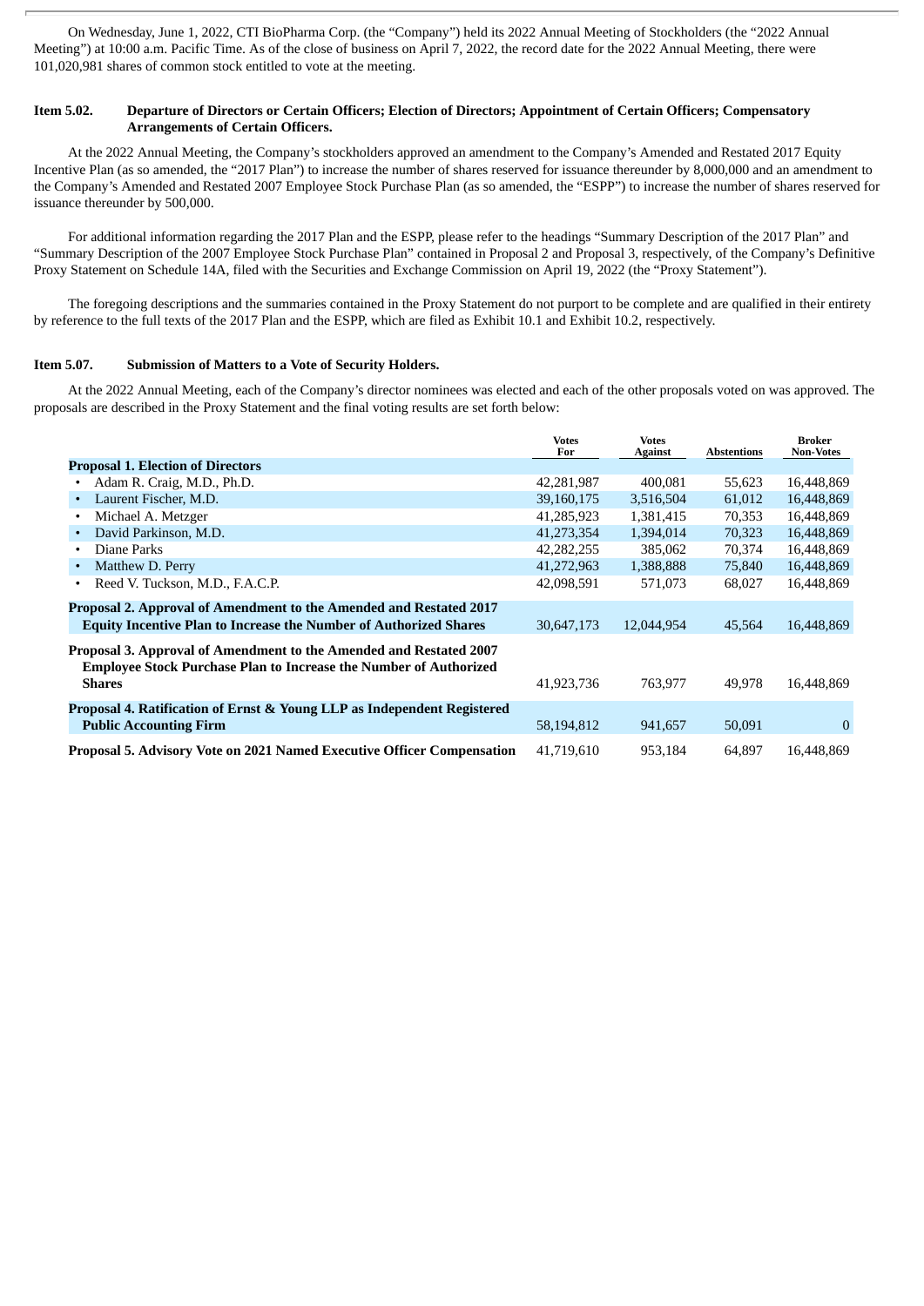On Wednesday, June 1, 2022, CTI BioPharma Corp. (the "Company") held its 2022 Annual Meeting of Stockholders (the "2022 Annual Meeting") at 10:00 a.m. Pacific Time. As of the close of business on April 7, 2022, the record date for the 2022 Annual Meeting, there were 101,020,981 shares of common stock entitled to vote at the meeting.

**Item 5.02. Departure of Directors or Certain Officers; Election of Directors; Appointment of Certain Officers; Compensatory Arrangements of Certain Officers.**

At the 2022 Annual Meeting, the Company's stockholders approved an amendment to the Company's Amended and Restated 2017 Equity Incentive Plan (as so amended, the "2017 Plan") to increase the number of shares reserved for issuance thereunder by 8,000,000 and an amendment to the Company's Amended and Restated 2007 Employee Stock Purchase Plan (as so amended, the "ESPP") to increase the number of shares reserved for issuance thereunder by 500,000.

For additional information regarding the 2017 Plan and the ESPP, please refer to the headings "Summary Description of the 2017 Plan" and "Summary Description of the 2007 Employee Stock Purchase Plan" contained in Proposal 2 and Proposal 3, respectively, of the Company's Definitive Proxy Statement on Schedule 14A, filed with the Securities and Exchange Commission on April 19, 2022 (the "Proxy Statement").

The foregoing descriptions and the summaries contained in the Proxy Statement do not purport to be complete and are qualified in their entirety by reference to the full texts of the 2017 Plan and the ESPP, which are filed as Exhibit 10.1 and Exhibit 10.2, respectively.

**Item 5.07. Submission of Matters to a Vote of Security Holders.**

At the 2022 Annual Meeting, each of the Company's director nominees was elected and each of the other proposals voted on was approved. The proposals are described in the Proxy Statement and the final voting results are set forth below:

| | Votes For | Votes Against | Abstentions | Broker Non-Votes |
|---|---|---|---|---|
| **Proposal 1. Election of Directors** | | | | |
| • Adam R. Craig, M.D., Ph.D. | 42,281,987 | 400,081 | 55,623 | 16,448,869 |
| • Laurent Fischer, M.D. | 39,160,175 | 3,516,504 | 61,012 | 16,448,869 |
| • Michael A. Metzger | 41,285,923 | 1,381,415 | 70,353 | 16,448,869 |
| • David Parkinson, M.D. | 41,273,354 | 1,394,014 | 70,323 | 16,448,869 |
| • Diane Parks | 42,282,255 | 385,062 | 70,374 | 16,448,869 |
| • Matthew D. Perry | 41,272,963 | 1,388,888 | 75,840 | 16,448,869 |
| • Reed V. Tuckson, M.D., F.A.C.P. | 42,098,591 | 571,073 | 68,027 | 16,448,869 |
| **Proposal 2. Approval of Amendment to the Amended and Restated 2017 Equity Incentive Plan to Increase the Number of Authorized Shares** | 30,647,173 | 12,044,954 | 45,564 | 16,448,869 |
| **Proposal 3. Approval of Amendment to the Amended and Restated 2007 Employee Stock Purchase Plan to Increase the Number of Authorized Shares** | 41,923,736 | 763,977 | 49,978 | 16,448,869 |
| **Proposal 4. Ratification of Ernst & Young LLP as Independent Registered Public Accounting Firm** | 58,194,812 | 941,657 | 50,091 | 0 |
| **Proposal 5. Advisory Vote on 2021 Named Executive Officer Compensation** | 41,719,610 | 953,184 | 64,897 | 16,448,869 |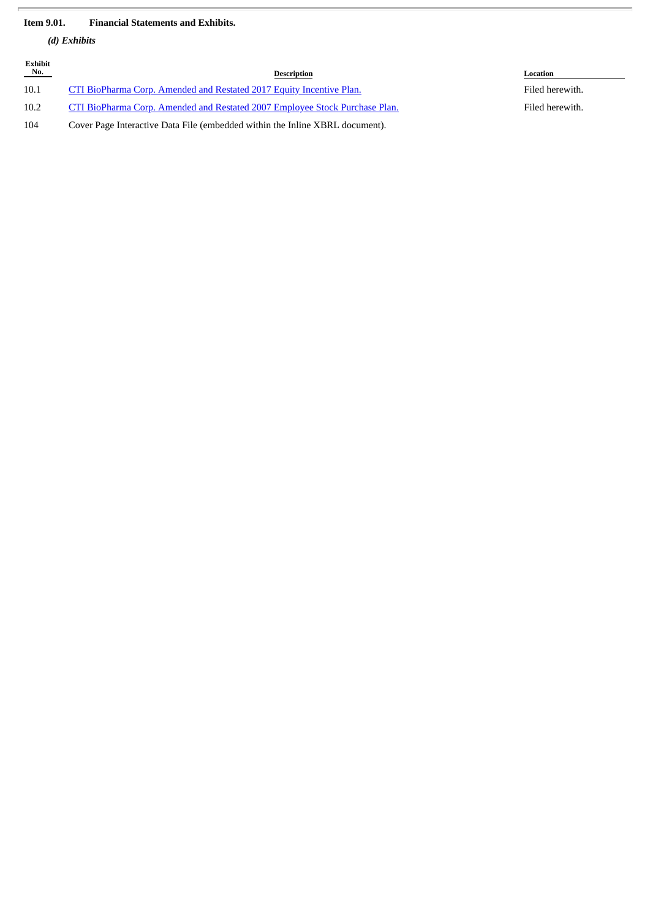**Item 9.01. Financial Statements and Exhibits.**

***(d) Exhibits***

| Exhibit No. | Description | Location |
|---|---|---|
| 10.1 | CTI BioPharma Corp. Amended and Restated 2017 Equity Incentive Plan. | Filed herewith. |
| 10.2 | CTI BioPharma Corp. Amended and Restated 2007 Employee Stock Purchase Plan. | Filed herewith. |
| 104 | Cover Page Interactive Data File (embedded within the Inline XBRL document). | |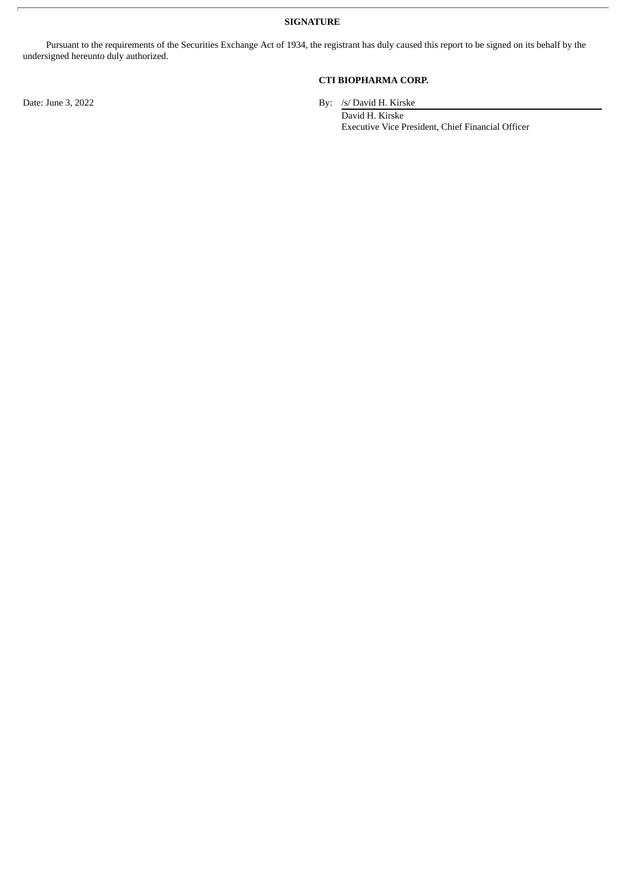**SIGNATURE**

Pursuant to the requirements of the Securities Exchange Act of 1934, the registrant has duly caused this report to be signed on its behalf by the undersigned hereunto duly authorized.

**CTI BIOPHARMA CORP.**

Date: June 3, 2022

By: /s/ David H. Kirske
David H. Kirske
Executive Vice President, Chief Financial Officer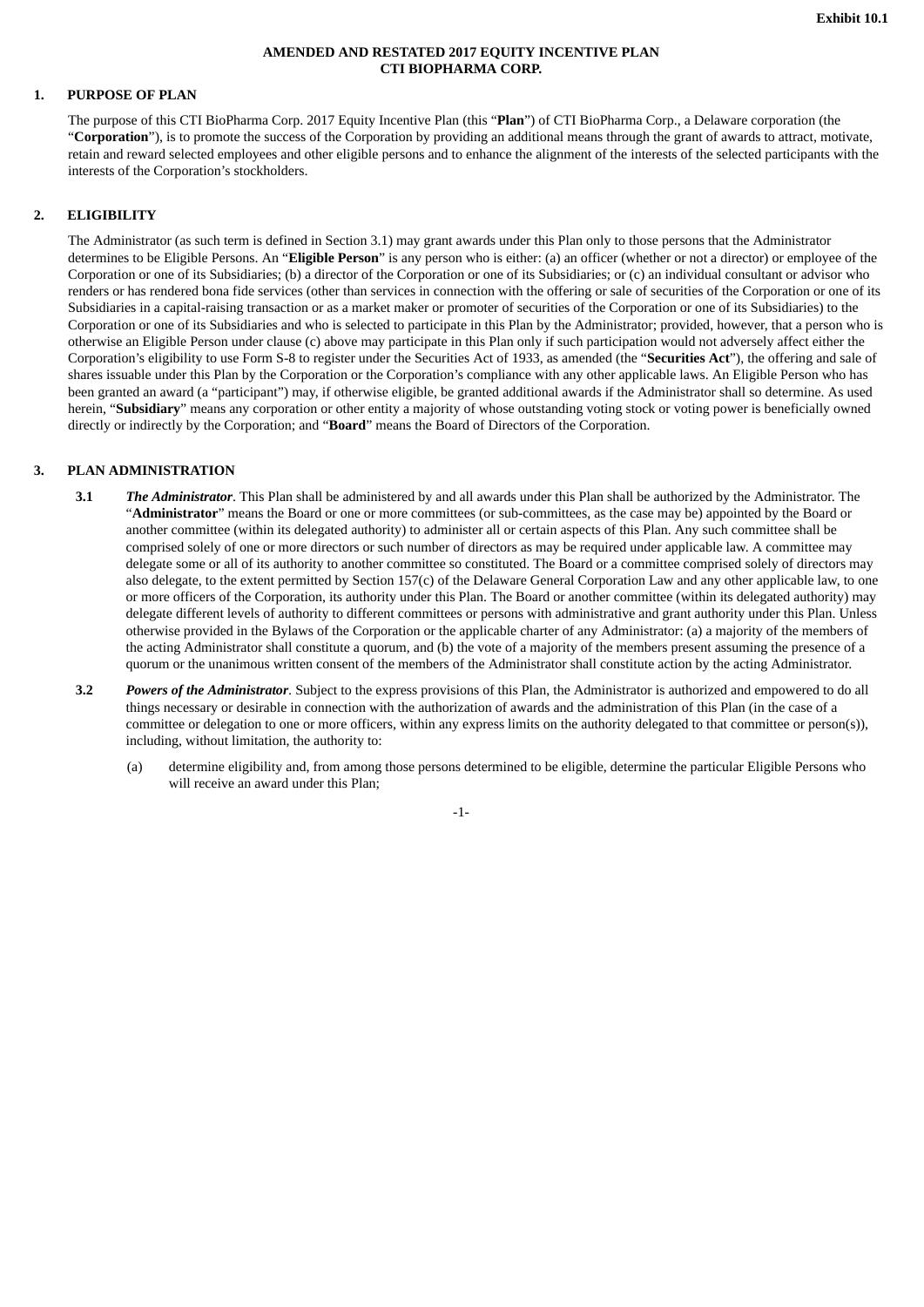**Exhibit 10.1**

# AMENDED AND RESTATED 2017 EQUITY INCENTIVE PLAN
# CTI BIOPHARMA CORP.

## 1. PURPOSE OF PLAN

The purpose of this CTI BioPharma Corp. 2017 Equity Incentive Plan (this "**Plan**") of CTI BioPharma Corp., a Delaware corporation (the "**Corporation**"), is to promote the success of the Corporation by providing an additional means through the grant of awards to attract, motivate, retain and reward selected employees and other eligible persons and to enhance the alignment of the interests of the selected participants with the interests of the Corporation's stockholders.

## 2. ELIGIBILITY

The Administrator (as such term is defined in Section 3.1) may grant awards under this Plan only to those persons that the Administrator determines to be Eligible Persons. An "**Eligible Person**" is any person who is either: (a) an officer (whether or not a director) or employee of the Corporation or one of its Subsidiaries; (b) a director of the Corporation or one of its Subsidiaries; or (c) an individual consultant or advisor who renders or has rendered bona fide services (other than services in connection with the offering or sale of securities of the Corporation or one of its Subsidiaries in a capital-raising transaction or as a market maker or promoter of securities of the Corporation or one of its Subsidiaries) to the Corporation or one of its Subsidiaries and who is selected to participate in this Plan by the Administrator; provided, however, that a person who is otherwise an Eligible Person under clause (c) above may participate in this Plan only if such participation would not adversely affect either the Corporation's eligibility to use Form S-8 to register under the Securities Act of 1933, as amended (the "**Securities Act**"), the offering and sale of shares issuable under this Plan by the Corporation or the Corporation's compliance with any other applicable laws. An Eligible Person who has been granted an award (a "participant") may, if otherwise eligible, be granted additional awards if the Administrator shall so determine. As used herein, "**Subsidiary**" means any corporation or other entity a majority of whose outstanding voting stock or voting power is beneficially owned directly or indirectly by the Corporation; and "**Board**" means the Board of Directors of the Corporation.

## 3. PLAN ADMINISTRATION

**3.1** ***The Administrator***. This Plan shall be administered by and all awards under this Plan shall be authorized by the Administrator. The "**Administrator**" means the Board or one or more committees (or sub-committees, as the case may be) appointed by the Board or another committee (within its delegated authority) to administer all or certain aspects of this Plan. Any such committee shall be comprised solely of one or more directors or such number of directors as may be required under applicable law. A committee may delegate some or all of its authority to another committee so constituted. The Board or a committee comprised solely of directors may also delegate, to the extent permitted by Section 157(c) of the Delaware General Corporation Law and any other applicable law, to one or more officers of the Corporation, its authority under this Plan. The Board or another committee (within its delegated authority) may delegate different levels of authority to different committees or persons with administrative and grant authority under this Plan. Unless otherwise provided in the Bylaws of the Corporation or the applicable charter of any Administrator: (a) a majority of the members of the acting Administrator shall constitute a quorum, and (b) the vote of a majority of the members present assuming the presence of a quorum or the unanimous written consent of the members of the Administrator shall constitute action by the acting Administrator.

**3.2** ***Powers of the Administrator***. Subject to the express provisions of this Plan, the Administrator is authorized and empowered to do all things necessary or desirable in connection with the authorization of awards and the administration of this Plan (in the case of a committee or delegation to one or more officers, within any express limits on the authority delegated to that committee or person(s)), including, without limitation, the authority to:

(a) determine eligibility and, from among those persons determined to be eligible, determine the particular Eligible Persons who will receive an award under this Plan;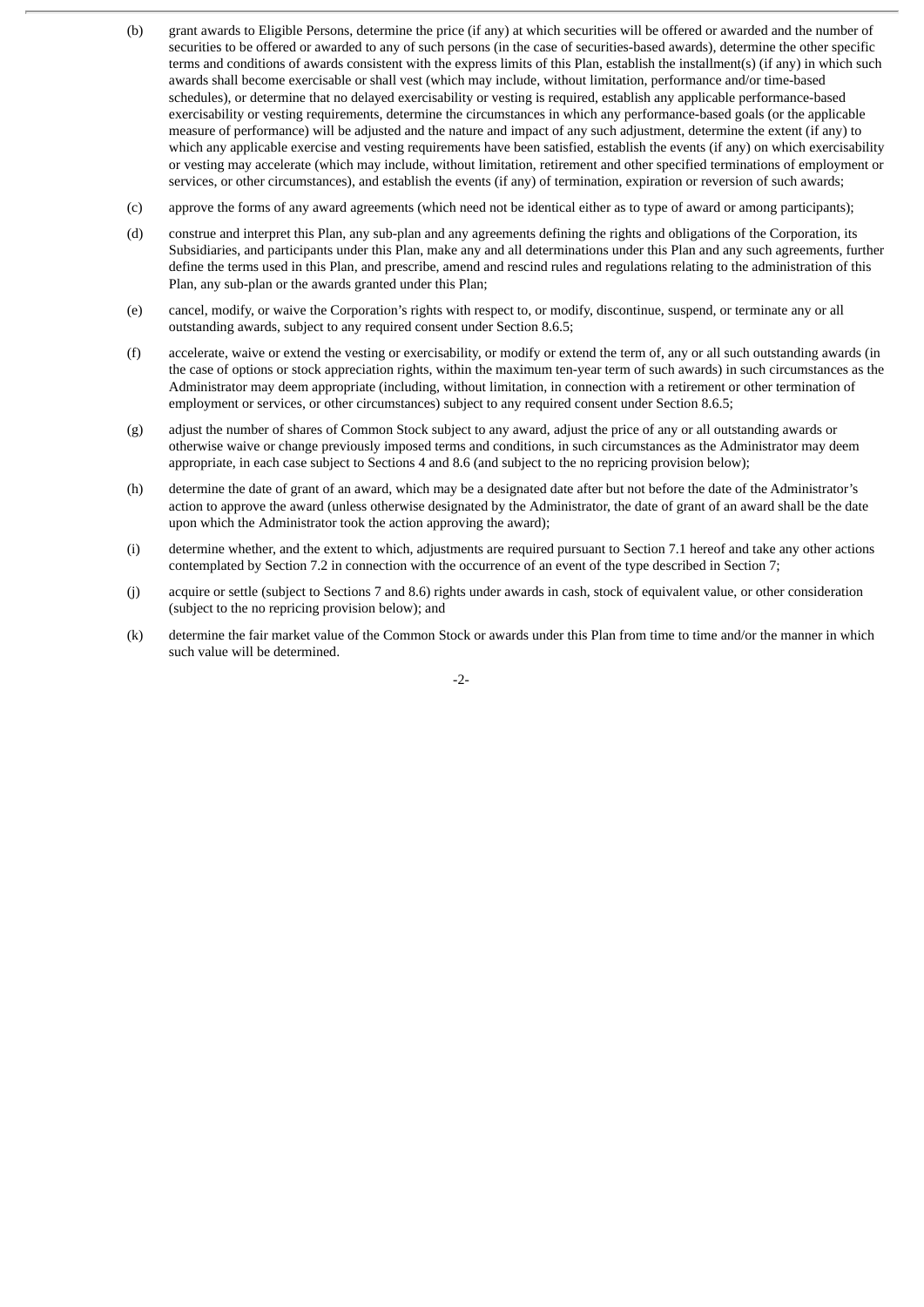(b) grant awards to Eligible Persons, determine the price (if any) at which securities will be offered or awarded and the number of securities to be offered or awarded to any of such persons (in the case of securities-based awards), determine the other specific terms and conditions of awards consistent with the express limits of this Plan, establish the installment(s) (if any) in which such awards shall become exercisable or shall vest (which may include, without limitation, performance and/or time-based schedules), or determine that no delayed exercisability or vesting is required, establish any applicable performance-based exercisability or vesting requirements, determine the circumstances in which any performance-based goals (or the applicable measure of performance) will be adjusted and the nature and impact of any such adjustment, determine the extent (if any) to which any applicable exercise and vesting requirements have been satisfied, establish the events (if any) on which exercisability or vesting may accelerate (which may include, without limitation, retirement and other specified terminations of employment or services, or other circumstances), and establish the events (if any) of termination, expiration or reversion of such awards;

(c) approve the forms of any award agreements (which need not be identical either as to type of award or among participants);

(d) construe and interpret this Plan, any sub-plan and any agreements defining the rights and obligations of the Corporation, its Subsidiaries, and participants under this Plan, make any and all determinations under this Plan and any such agreements, further define the terms used in this Plan, and prescribe, amend and rescind rules and regulations relating to the administration of this Plan, any sub-plan or the awards granted under this Plan;

(e) cancel, modify, or waive the Corporation's rights with respect to, or modify, discontinue, suspend, or terminate any or all outstanding awards, subject to any required consent under Section 8.6.5;

(f) accelerate, waive or extend the vesting or exercisability, or modify or extend the term of, any or all such outstanding awards (in the case of options or stock appreciation rights, within the maximum ten-year term of such awards) in such circumstances as the Administrator may deem appropriate (including, without limitation, in connection with a retirement or other termination of employment or services, or other circumstances) subject to any required consent under Section 8.6.5;

(g) adjust the number of shares of Common Stock subject to any award, adjust the price of any or all outstanding awards or otherwise waive or change previously imposed terms and conditions, in such circumstances as the Administrator may deem appropriate, in each case subject to Sections 4 and 8.6 (and subject to the no repricing provision below);

(h) determine the date of grant of an award, which may be a designated date after but not before the date of the Administrator's action to approve the award (unless otherwise designated by the Administrator, the date of grant of an award shall be the date upon which the Administrator took the action approving the award);

(i) determine whether, and the extent to which, adjustments are required pursuant to Section 7.1 hereof and take any other actions contemplated by Section 7.2 in connection with the occurrence of an event of the type described in Section 7;

(j) acquire or settle (subject to Sections 7 and 8.6) rights under awards in cash, stock of equivalent value, or other consideration (subject to the no repricing provision below); and

(k) determine the fair market value of the Common Stock or awards under this Plan from time to time and/or the manner in which such value will be determined.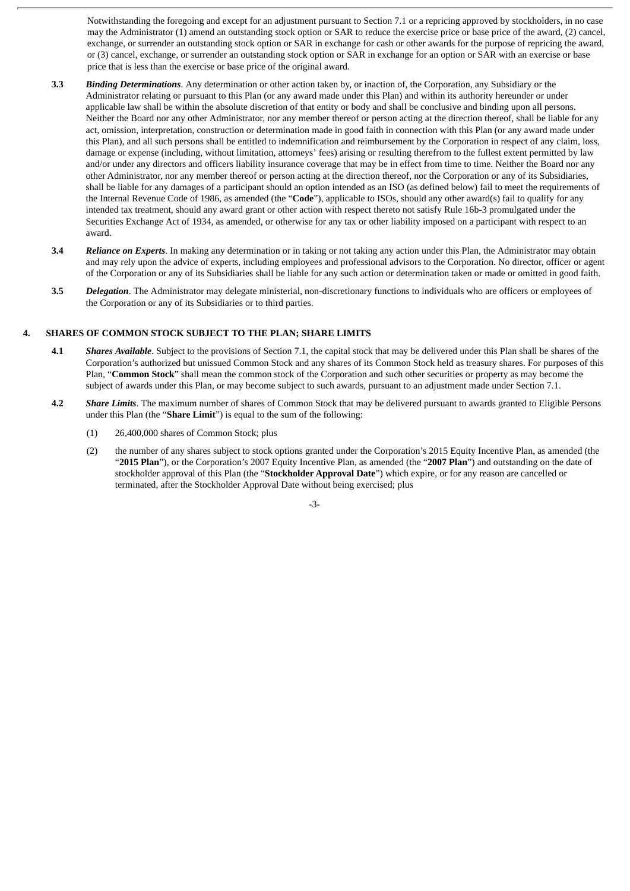Notwithstanding the foregoing and except for an adjustment pursuant to Section 7.1 or a repricing approved by stockholders, in no case may the Administrator (1) amend an outstanding stock option or SAR to reduce the exercise price or base price of the award, (2) cancel, exchange, or surrender an outstanding stock option or SAR in exchange for cash or other awards for the purpose of repricing the award, or (3) cancel, exchange, or surrender an outstanding stock option or SAR in exchange for an option or SAR with an exercise or base price that is less than the exercise or base price of the original award.

**3.3** ***Binding Determinations***. Any determination or other action taken by, or inaction of, the Corporation, any Subsidiary or the Administrator relating or pursuant to this Plan (or any award made under this Plan) and within its authority hereunder or under applicable law shall be within the absolute discretion of that entity or body and shall be conclusive and binding upon all persons. Neither the Board nor any other Administrator, nor any member thereof or person acting at the direction thereof, shall be liable for any act, omission, interpretation, construction or determination made in good faith in connection with this Plan (or any award made under this Plan), and all such persons shall be entitled to indemnification and reimbursement by the Corporation in respect of any claim, loss, damage or expense (including, without limitation, attorneys' fees) arising or resulting therefrom to the fullest extent permitted by law and/or under any directors and officers liability insurance coverage that may be in effect from time to time. Neither the Board nor any other Administrator, nor any member thereof or person acting at the direction thereof, nor the Corporation or any of its Subsidiaries, shall be liable for any damages of a participant should an option intended as an ISO (as defined below) fail to meet the requirements of the Internal Revenue Code of 1986, as amended (the "**Code**"), applicable to ISOs, should any other award(s) fail to qualify for any intended tax treatment, should any award grant or other action with respect thereto not satisfy Rule 16b-3 promulgated under the Securities Exchange Act of 1934, as amended, or otherwise for any tax or other liability imposed on a participant with respect to an award.

**3.4** ***Reliance on Experts***. In making any determination or in taking or not taking any action under this Plan, the Administrator may obtain and may rely upon the advice of experts, including employees and professional advisors to the Corporation. No director, officer or agent of the Corporation or any of its Subsidiaries shall be liable for any such action or determination taken or made or omitted in good faith.

**3.5** ***Delegation***. The Administrator may delegate ministerial, non-discretionary functions to individuals who are officers or employees of the Corporation or any of its Subsidiaries or to third parties.

## 4. SHARES OF COMMON STOCK SUBJECT TO THE PLAN; SHARE LIMITS

**4.1** ***Shares Available***. Subject to the provisions of Section 7.1, the capital stock that may be delivered under this Plan shall be shares of the Corporation's authorized but unissued Common Stock and any shares of its Common Stock held as treasury shares. For purposes of this Plan, "**Common Stock**" shall mean the common stock of the Corporation and such other securities or property as may become the subject of awards under this Plan, or may become subject to such awards, pursuant to an adjustment made under Section 7.1.

**4.2** ***Share Limits***. The maximum number of shares of Common Stock that may be delivered pursuant to awards granted to Eligible Persons under this Plan (the "**Share Limit**") is equal to the sum of the following:

(1) 26,400,000 shares of Common Stock; plus

(2) the number of any shares subject to stock options granted under the Corporation's 2015 Equity Incentive Plan, as amended (the "**2015 Plan**"), or the Corporation's 2007 Equity Incentive Plan, as amended (the "**2007 Plan**") and outstanding on the date of stockholder approval of this Plan (the "**Stockholder Approval Date**") which expire, or for any reason are cancelled or terminated, after the Stockholder Approval Date without being exercised; plus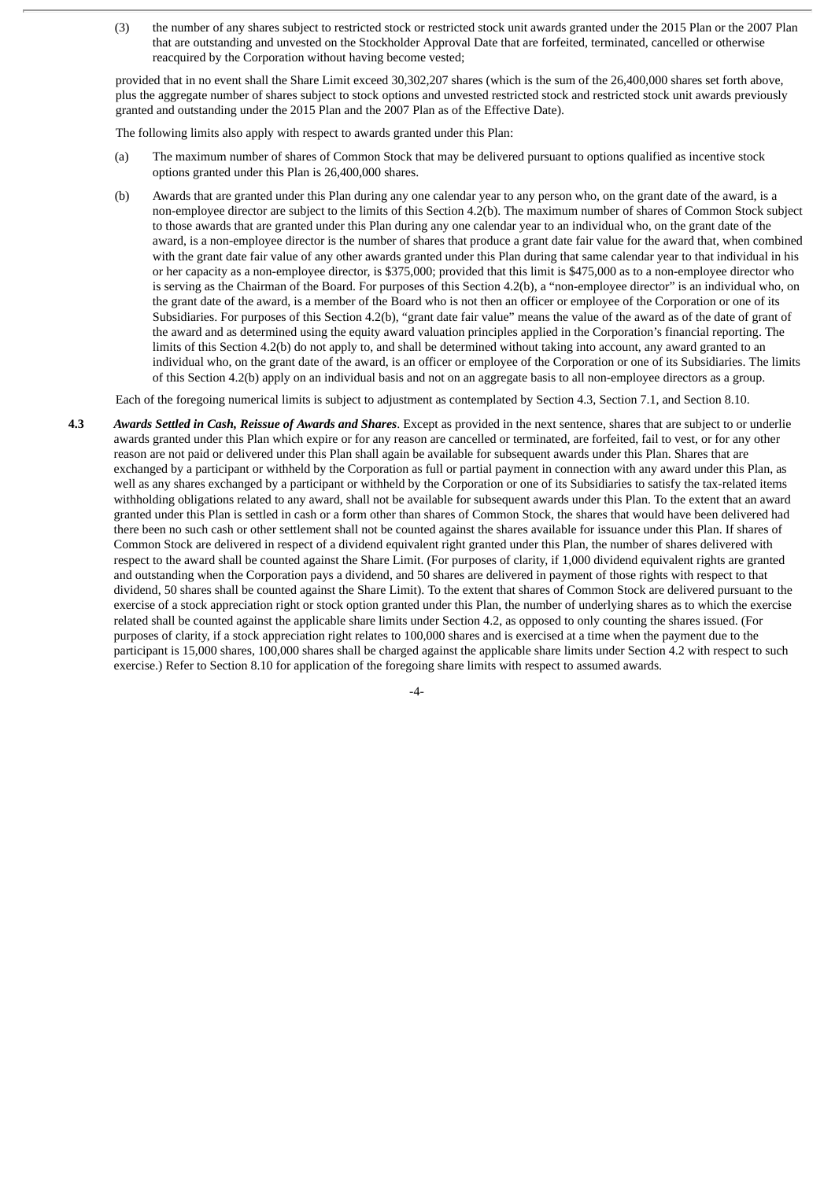(3) the number of any shares subject to restricted stock or restricted stock unit awards granted under the 2015 Plan or the 2007 Plan that are outstanding and unvested on the Stockholder Approval Date that are forfeited, terminated, cancelled or otherwise reacquired by the Corporation without having become vested;

provided that in no event shall the Share Limit exceed 30,302,207 shares (which is the sum of the 26,400,000 shares set forth above, plus the aggregate number of shares subject to stock options and unvested restricted stock and restricted stock unit awards previously granted and outstanding under the 2015 Plan and the 2007 Plan as of the Effective Date).

The following limits also apply with respect to awards granted under this Plan:

(a) The maximum number of shares of Common Stock that may be delivered pursuant to options qualified as incentive stock options granted under this Plan is 26,400,000 shares.

(b) Awards that are granted under this Plan during any one calendar year to any person who, on the grant date of the award, is a non-employee director are subject to the limits of this Section 4.2(b). The maximum number of shares of Common Stock subject to those awards that are granted under this Plan during any one calendar year to an individual who, on the grant date of the award, is a non-employee director is the number of shares that produce a grant date fair value for the award that, when combined with the grant date fair value of any other awards granted under this Plan during that same calendar year to that individual in his or her capacity as a non-employee director, is $375,000; provided that this limit is $475,000 as to a non-employee director who is serving as the Chairman of the Board. For purposes of this Section 4.2(b), a "non-employee director" is an individual who, on the grant date of the award, is a member of the Board who is not then an officer or employee of the Corporation or one of its Subsidiaries. For purposes of this Section 4.2(b), "grant date fair value" means the value of the award as of the date of grant of the award and as determined using the equity award valuation principles applied in the Corporation's financial reporting. The limits of this Section 4.2(b) do not apply to, and shall be determined without taking into account, any award granted to an individual who, on the grant date of the award, is an officer or employee of the Corporation or one of its Subsidiaries. The limits of this Section 4.2(b) apply on an individual basis and not on an aggregate basis to all non-employee directors as a group.

Each of the foregoing numerical limits is subject to adjustment as contemplated by Section 4.3, Section 7.1, and Section 8.10.

**4.3** ***Awards Settled in Cash, Reissue of Awards and Shares***. Except as provided in the next sentence, shares that are subject to or underlie awards granted under this Plan which expire or for any reason are cancelled or terminated, are forfeited, fail to vest, or for any other reason are not paid or delivered under this Plan shall again be available for subsequent awards under this Plan. Shares that are exchanged by a participant or withheld by the Corporation as full or partial payment in connection with any award under this Plan, as well as any shares exchanged by a participant or withheld by the Corporation or one of its Subsidiaries to satisfy the tax-related items withholding obligations related to any award, shall not be available for subsequent awards under this Plan. To the extent that an award granted under this Plan is settled in cash or a form other than shares of Common Stock, the shares that would have been delivered had there been no such cash or other settlement shall not be counted against the shares available for issuance under this Plan. If shares of Common Stock are delivered in respect of a dividend equivalent right granted under this Plan, the number of shares delivered with respect to the award shall be counted against the Share Limit. (For purposes of clarity, if 1,000 dividend equivalent rights are granted and outstanding when the Corporation pays a dividend, and 50 shares are delivered in payment of those rights with respect to that dividend, 50 shares shall be counted against the Share Limit). To the extent that shares of Common Stock are delivered pursuant to the exercise of a stock appreciation right or stock option granted under this Plan, the number of underlying shares as to which the exercise related shall be counted against the applicable share limits under Section 4.2, as opposed to only counting the shares issued. (For purposes of clarity, if a stock appreciation right relates to 100,000 shares and is exercised at a time when the payment due to the participant is 15,000 shares, 100,000 shares shall be charged against the applicable share limits under Section 4.2 with respect to such exercise.) Refer to Section 8.10 for application of the foregoing share limits with respect to assumed awards.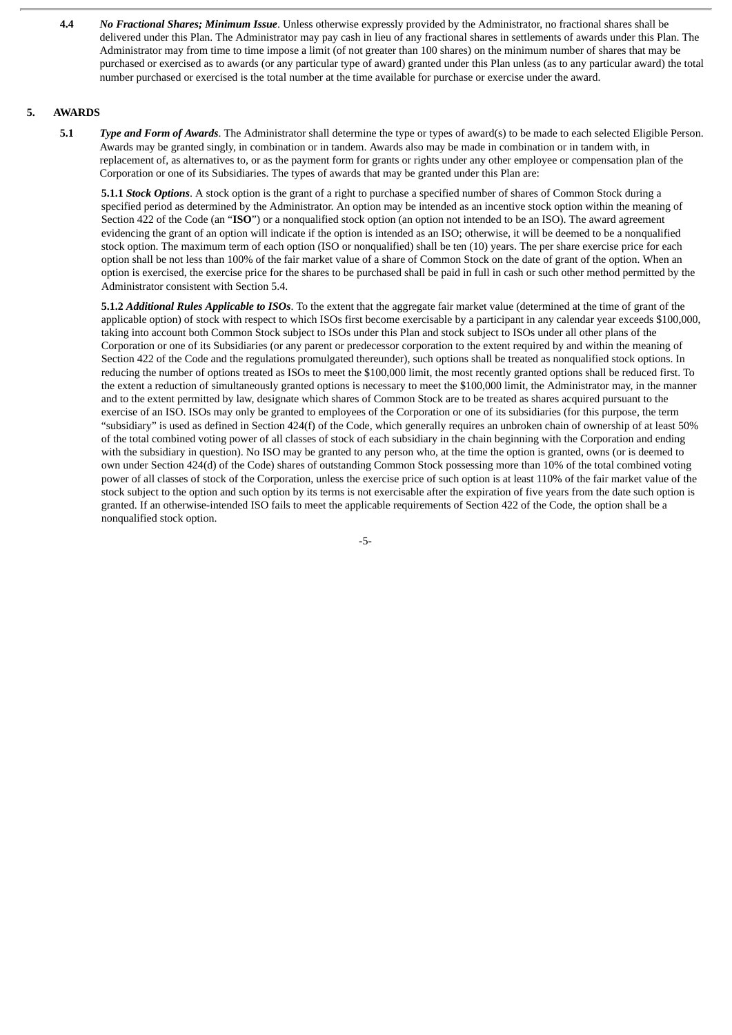**4.4** ***No Fractional Shares; Minimum Issue***. Unless otherwise expressly provided by the Administrator, no fractional shares shall be delivered under this Plan. The Administrator may pay cash in lieu of any fractional shares in settlements of awards under this Plan. The Administrator may from time to time impose a limit (of not greater than 100 shares) on the minimum number of shares that may be purchased or exercised as to awards (or any particular type of award) granted under this Plan unless (as to any particular award) the total number purchased or exercised is the total number at the time available for purchase or exercise under the award.

## 5. AWARDS

**5.1** ***Type and Form of Awards***. The Administrator shall determine the type or types of award(s) to be made to each selected Eligible Person. Awards may be granted singly, in combination or in tandem. Awards also may be made in combination or in tandem with, in replacement of, as alternatives to, or as the payment form for grants or rights under any other employee or compensation plan of the Corporation or one of its Subsidiaries. The types of awards that may be granted under this Plan are:

**5.1.1** ***Stock Options***. A stock option is the grant of a right to purchase a specified number of shares of Common Stock during a specified period as determined by the Administrator. An option may be intended as an incentive stock option within the meaning of Section 422 of the Code (an "**ISO**") or a nonqualified stock option (an option not intended to be an ISO). The award agreement evidencing the grant of an option will indicate if the option is intended as an ISO; otherwise, it will be deemed to be a nonqualified stock option. The maximum term of each option (ISO or nonqualified) shall be ten (10) years. The per share exercise price for each option shall be not less than 100% of the fair market value of a share of Common Stock on the date of grant of the option. When an option is exercised, the exercise price for the shares to be purchased shall be paid in full in cash or such other method permitted by the Administrator consistent with Section 5.4.

**5.1.2** ***Additional Rules Applicable to ISOs***. To the extent that the aggregate fair market value (determined at the time of grant of the applicable option) of stock with respect to which ISOs first become exercisable by a participant in any calendar year exceeds $100,000, taking into account both Common Stock subject to ISOs under this Plan and stock subject to ISOs under all other plans of the Corporation or one of its Subsidiaries (or any parent or predecessor corporation to the extent required by and within the meaning of Section 422 of the Code and the regulations promulgated thereunder), such options shall be treated as nonqualified stock options. In reducing the number of options treated as ISOs to meet the $100,000 limit, the most recently granted options shall be reduced first. To the extent a reduction of simultaneously granted options is necessary to meet the $100,000 limit, the Administrator may, in the manner and to the extent permitted by law, designate which shares of Common Stock are to be treated as shares acquired pursuant to the exercise of an ISO. ISOs may only be granted to employees of the Corporation or one of its subsidiaries (for this purpose, the term "subsidiary" is used as defined in Section 424(f) of the Code, which generally requires an unbroken chain of ownership of at least 50% of the total combined voting power of all classes of stock of each subsidiary in the chain beginning with the Corporation and ending with the subsidiary in question). No ISO may be granted to any person who, at the time the option is granted, owns (or is deemed to own under Section 424(d) of the Code) shares of outstanding Common Stock possessing more than 10% of the total combined voting power of all classes of stock of the Corporation, unless the exercise price of such option is at least 110% of the fair market value of the stock subject to the option and such option by its terms is not exercisable after the expiration of five years from the date such option is granted. If an otherwise-intended ISO fails to meet the applicable requirements of Section 422 of the Code, the option shall be a nonqualified stock option.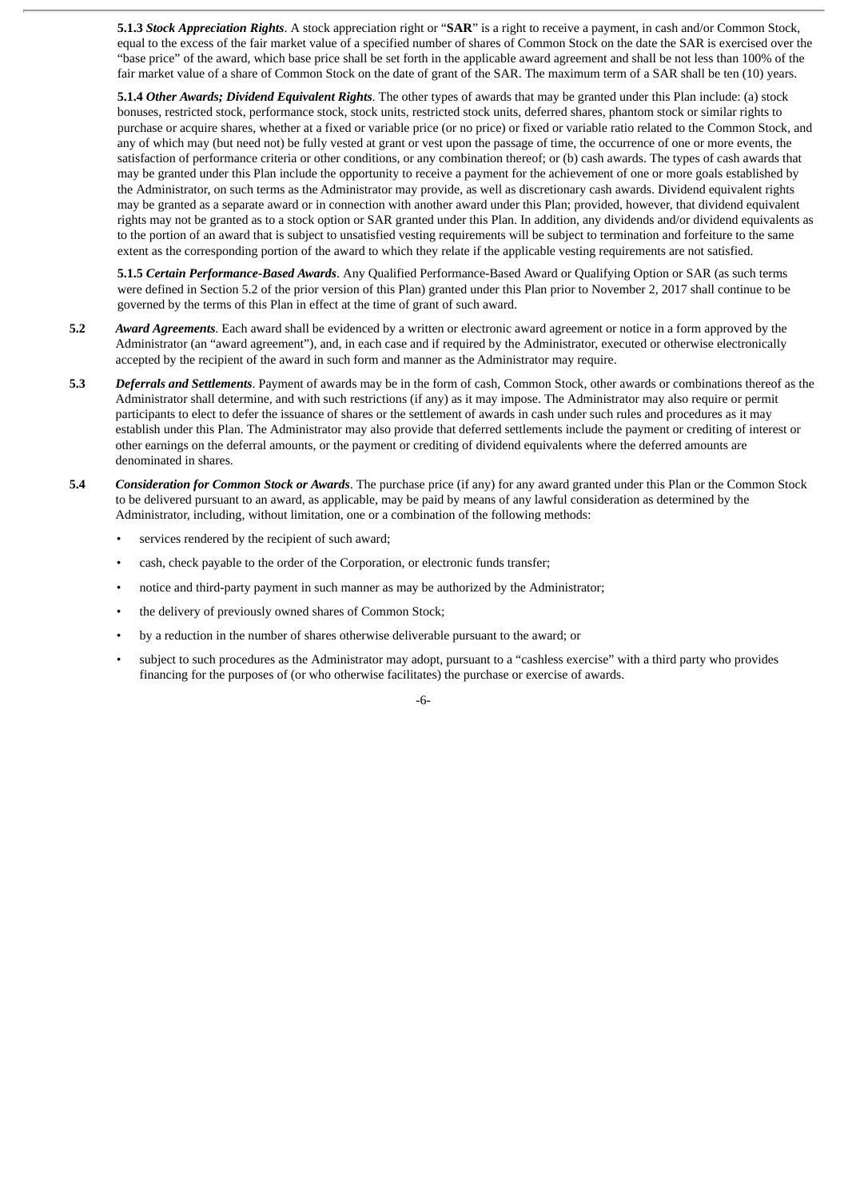**5.1.3** ***Stock Appreciation Rights***. A stock appreciation right or "**SAR**" is a right to receive a payment, in cash and/or Common Stock, equal to the excess of the fair market value of a specified number of shares of Common Stock on the date the SAR is exercised over the "base price" of the award, which base price shall be set forth in the applicable award agreement and shall be not less than 100% of the fair market value of a share of Common Stock on the date of grant of the SAR. The maximum term of a SAR shall be ten (10) years.

**5.1.4** ***Other Awards; Dividend Equivalent Rights***. The other types of awards that may be granted under this Plan include: (a) stock bonuses, restricted stock, performance stock, stock units, restricted stock units, deferred shares, phantom stock or similar rights to purchase or acquire shares, whether at a fixed or variable price (or no price) or fixed or variable ratio related to the Common Stock, and any of which may (but need not) be fully vested at grant or vest upon the passage of time, the occurrence of one or more events, the satisfaction of performance criteria or other conditions, or any combination thereof; or (b) cash awards. The types of cash awards that may be granted under this Plan include the opportunity to receive a payment for the achievement of one or more goals established by the Administrator, on such terms as the Administrator may provide, as well as discretionary cash awards. Dividend equivalent rights may be granted as a separate award or in connection with another award under this Plan; provided, however, that dividend equivalent rights may not be granted as to a stock option or SAR granted under this Plan. In addition, any dividends and/or dividend equivalents as to the portion of an award that is subject to unsatisfied vesting requirements will be subject to termination and forfeiture to the same extent as the corresponding portion of the award to which they relate if the applicable vesting requirements are not satisfied.

**5.1.5** ***Certain Performance-Based Awards***. Any Qualified Performance-Based Award or Qualifying Option or SAR (as such terms were defined in Section 5.2 of the prior version of this Plan) granted under this Plan prior to November 2, 2017 shall continue to be governed by the terms of this Plan in effect at the time of grant of such award.

**5.2** ***Award Agreements***. Each award shall be evidenced by a written or electronic award agreement or notice in a form approved by the Administrator (an "award agreement"), and, in each case and if required by the Administrator, executed or otherwise electronically accepted by the recipient of the award in such form and manner as the Administrator may require.

**5.3** ***Deferrals and Settlements***. Payment of awards may be in the form of cash, Common Stock, other awards or combinations thereof as the Administrator shall determine, and with such restrictions (if any) as it may impose. The Administrator may also require or permit participants to elect to defer the issuance of shares or the settlement of awards in cash under such rules and procedures as it may establish under this Plan. The Administrator may also provide that deferred settlements include the payment or crediting of interest or other earnings on the deferral amounts, or the payment or crediting of dividend equivalents where the deferred amounts are denominated in shares.

**5.4** ***Consideration for Common Stock or Awards***. The purchase price (if any) for any award granted under this Plan or the Common Stock to be delivered pursuant to an award, as applicable, may be paid by means of any lawful consideration as determined by the Administrator, including, without limitation, one or a combination of the following methods:

- services rendered by the recipient of such award;
- cash, check payable to the order of the Corporation, or electronic funds transfer;
- notice and third-party payment in such manner as may be authorized by the Administrator;
- the delivery of previously owned shares of Common Stock;
- by a reduction in the number of shares otherwise deliverable pursuant to the award; or
- subject to such procedures as the Administrator may adopt, pursuant to a "cashless exercise" with a third party who provides financing for the purposes of (or who otherwise facilitates) the purchase or exercise of awards.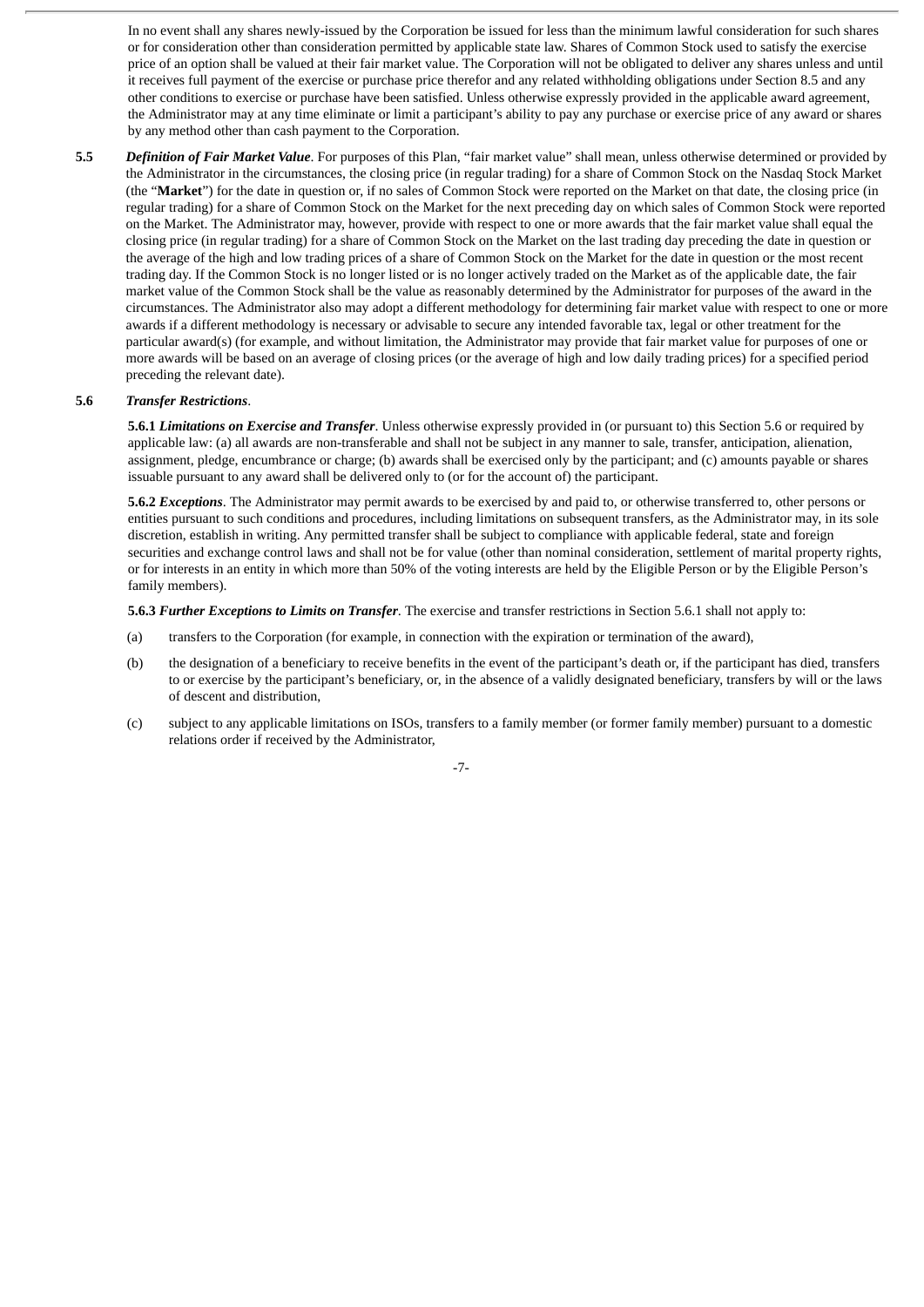In no event shall any shares newly-issued by the Corporation be issued for less than the minimum lawful consideration for such shares or for consideration other than consideration permitted by applicable state law. Shares of Common Stock used to satisfy the exercise price of an option shall be valued at their fair market value. The Corporation will not be obligated to deliver any shares unless and until it receives full payment of the exercise or purchase price therefor and any related withholding obligations under Section 8.5 and any other conditions to exercise or purchase have been satisfied. Unless otherwise expressly provided in the applicable award agreement, the Administrator may at any time eliminate or limit a participant's ability to pay any purchase or exercise price of any award or shares by any method other than cash payment to the Corporation.

**5.5** ***Definition of Fair Market Value***. For purposes of this Plan, "fair market value" shall mean, unless otherwise determined or provided by the Administrator in the circumstances, the closing price (in regular trading) for a share of Common Stock on the Nasdaq Stock Market (the "**Market**") for the date in question or, if no sales of Common Stock were reported on the Market on that date, the closing price (in regular trading) for a share of Common Stock on the Market for the next preceding day on which sales of Common Stock were reported on the Market. The Administrator may, however, provide with respect to one or more awards that the fair market value shall equal the closing price (in regular trading) for a share of Common Stock on the Market on the last trading day preceding the date in question or the average of the high and low trading prices of a share of Common Stock on the Market for the date in question or the most recent trading day. If the Common Stock is no longer listed or is no longer actively traded on the Market as of the applicable date, the fair market value of the Common Stock shall be the value as reasonably determined by the Administrator for purposes of the award in the circumstances. The Administrator also may adopt a different methodology for determining fair market value with respect to one or more awards if a different methodology is necessary or advisable to secure any intended favorable tax, legal or other treatment for the particular award(s) (for example, and without limitation, the Administrator may provide that fair market value for purposes of one or more awards will be based on an average of closing prices (or the average of high and low daily trading prices) for a specified period preceding the relevant date).

**5.6** ***Transfer Restrictions***.

**5.6.1** ***Limitations on Exercise and Transfer***. Unless otherwise expressly provided in (or pursuant to) this Section 5.6 or required by applicable law: (a) all awards are non-transferable and shall not be subject in any manner to sale, transfer, anticipation, alienation, assignment, pledge, encumbrance or charge; (b) awards shall be exercised only by the participant; and (c) amounts payable or shares issuable pursuant to any award shall be delivered only to (or for the account of) the participant.

**5.6.2** ***Exceptions***. The Administrator may permit awards to be exercised by and paid to, or otherwise transferred to, other persons or entities pursuant to such conditions and procedures, including limitations on subsequent transfers, as the Administrator may, in its sole discretion, establish in writing. Any permitted transfer shall be subject to compliance with applicable federal, state and foreign securities and exchange control laws and shall not be for value (other than nominal consideration, settlement of marital property rights, or for interests in an entity in which more than 50% of the voting interests are held by the Eligible Person or by the Eligible Person's family members).

**5.6.3** ***Further Exceptions to Limits on Transfer***. The exercise and transfer restrictions in Section 5.6.1 shall not apply to:

(a) transfers to the Corporation (for example, in connection with the expiration or termination of the award),

(b) the designation of a beneficiary to receive benefits in the event of the participant's death or, if the participant has died, transfers to or exercise by the participant's beneficiary, or, in the absence of a validly designated beneficiary, transfers by will or the laws of descent and distribution,

(c) subject to any applicable limitations on ISOs, transfers to a family member (or former family member) pursuant to a domestic relations order if received by the Administrator,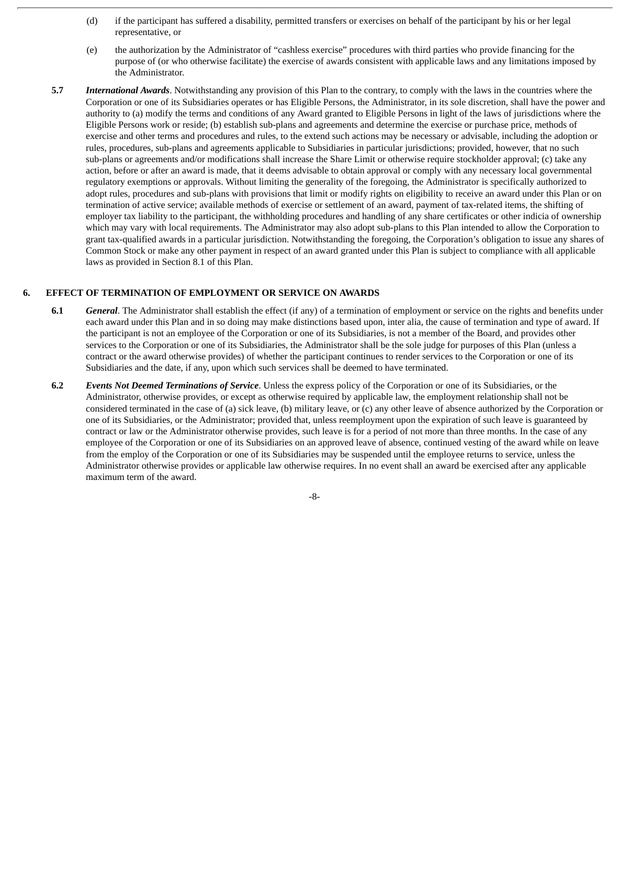(d) if the participant has suffered a disability, permitted transfers or exercises on behalf of the participant by his or her legal representative, or

(e) the authorization by the Administrator of "cashless exercise" procedures with third parties who provide financing for the purpose of (or who otherwise facilitate) the exercise of awards consistent with applicable laws and any limitations imposed by the Administrator.

**5.7** ***International Awards***. Notwithstanding any provision of this Plan to the contrary, to comply with the laws in the countries where the Corporation or one of its Subsidiaries operates or has Eligible Persons, the Administrator, in its sole discretion, shall have the power and authority to (a) modify the terms and conditions of any Award granted to Eligible Persons in light of the laws of jurisdictions where the Eligible Persons work or reside; (b) establish sub-plans and agreements and determine the exercise or purchase price, methods of exercise and other terms and procedures and rules, to the extend such actions may be necessary or advisable, including the adoption or rules, procedures, sub-plans and agreements applicable to Subsidiaries in particular jurisdictions; provided, however, that no such sub-plans or agreements and/or modifications shall increase the Share Limit or otherwise require stockholder approval; (c) take any action, before or after an award is made, that it deems advisable to obtain approval or comply with any necessary local governmental regulatory exemptions or approvals. Without limiting the generality of the foregoing, the Administrator is specifically authorized to adopt rules, procedures and sub-plans with provisions that limit or modify rights on eligibility to receive an award under this Plan or on termination of active service; available methods of exercise or settlement of an award, payment of tax-related items, the shifting of employer tax liability to the participant, the withholding procedures and handling of any share certificates or other indicia of ownership which may vary with local requirements. The Administrator may also adopt sub-plans to this Plan intended to allow the Corporation to grant tax-qualified awards in a particular jurisdiction. Notwithstanding the foregoing, the Corporation's obligation to issue any shares of Common Stock or make any other payment in respect of an award granted under this Plan is subject to compliance with all applicable laws as provided in Section 8.1 of this Plan.

## 6. EFFECT OF TERMINATION OF EMPLOYMENT OR SERVICE ON AWARDS

**6.1** ***General***. The Administrator shall establish the effect (if any) of a termination of employment or service on the rights and benefits under each award under this Plan and in so doing may make distinctions based upon, inter alia, the cause of termination and type of award. If the participant is not an employee of the Corporation or one of its Subsidiaries, is not a member of the Board, and provides other services to the Corporation or one of its Subsidiaries, the Administrator shall be the sole judge for purposes of this Plan (unless a contract or the award otherwise provides) of whether the participant continues to render services to the Corporation or one of its Subsidiaries and the date, if any, upon which such services shall be deemed to have terminated.

**6.2** ***Events Not Deemed Terminations of Service***. Unless the express policy of the Corporation or one of its Subsidiaries, or the Administrator, otherwise provides, or except as otherwise required by applicable law, the employment relationship shall not be considered terminated in the case of (a) sick leave, (b) military leave, or (c) any other leave of absence authorized by the Corporation or one of its Subsidiaries, or the Administrator; provided that, unless reemployment upon the expiration of such leave is guaranteed by contract or law or the Administrator otherwise provides, such leave is for a period of not more than three months. In the case of any employee of the Corporation or one of its Subsidiaries on an approved leave of absence, continued vesting of the award while on leave from the employ of the Corporation or one of its Subsidiaries may be suspended until the employee returns to service, unless the Administrator otherwise provides or applicable law otherwise requires. In no event shall an award be exercised after any applicable maximum term of the award.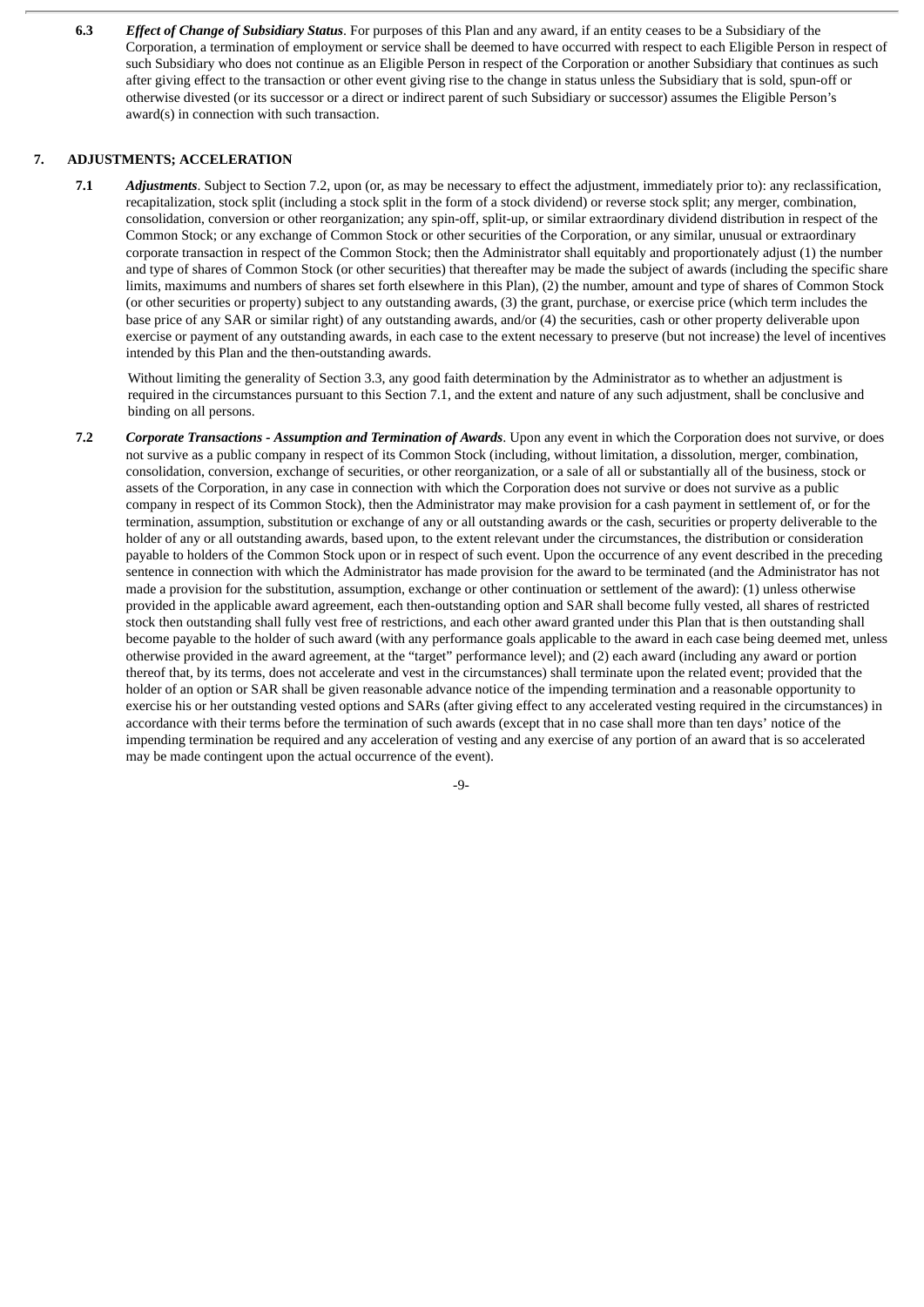**6.3** ***Effect of Change of Subsidiary Status***. For purposes of this Plan and any award, if an entity ceases to be a Subsidiary of the Corporation, a termination of employment or service shall be deemed to have occurred with respect to each Eligible Person in respect of such Subsidiary who does not continue as an Eligible Person in respect of the Corporation or another Subsidiary that continues as such after giving effect to the transaction or other event giving rise to the change in status unless the Subsidiary that is sold, spun-off or otherwise divested (or its successor or a direct or indirect parent of such Subsidiary or successor) assumes the Eligible Person's award(s) in connection with such transaction.

## 7. ADJUSTMENTS; ACCELERATION

**7.1** ***Adjustments***. Subject to Section 7.2, upon (or, as may be necessary to effect the adjustment, immediately prior to): any reclassification, recapitalization, stock split (including a stock split in the form of a stock dividend) or reverse stock split; any merger, combination, consolidation, conversion or other reorganization; any spin-off, split-up, or similar extraordinary dividend distribution in respect of the Common Stock; or any exchange of Common Stock or other securities of the Corporation, or any similar, unusual or extraordinary corporate transaction in respect of the Common Stock; then the Administrator shall equitably and proportionately adjust (1) the number and type of shares of Common Stock (or other securities) that thereafter may be made the subject of awards (including the specific share limits, maximums and numbers of shares set forth elsewhere in this Plan), (2) the number, amount and type of shares of Common Stock (or other securities or property) subject to any outstanding awards, (3) the grant, purchase, or exercise price (which term includes the base price of any SAR or similar right) of any outstanding awards, and/or (4) the securities, cash or other property deliverable upon exercise or payment of any outstanding awards, in each case to the extent necessary to preserve (but not increase) the level of incentives intended by this Plan and the then-outstanding awards.

Without limiting the generality of Section 3.3, any good faith determination by the Administrator as to whether an adjustment is required in the circumstances pursuant to this Section 7.1, and the extent and nature of any such adjustment, shall be conclusive and binding on all persons.

**7.2** ***Corporate Transactions - Assumption and Termination of Awards***. Upon any event in which the Corporation does not survive, or does not survive as a public company in respect of its Common Stock (including, without limitation, a dissolution, merger, combination, consolidation, conversion, exchange of securities, or other reorganization, or a sale of all or substantially all of the business, stock or assets of the Corporation, in any case in connection with which the Corporation does not survive or does not survive as a public company in respect of its Common Stock), then the Administrator may make provision for a cash payment in settlement of, or for the termination, assumption, substitution or exchange of any or all outstanding awards or the cash, securities or property deliverable to the holder of any or all outstanding awards, based upon, to the extent relevant under the circumstances, the distribution or consideration payable to holders of the Common Stock upon or in respect of such event. Upon the occurrence of any event described in the preceding sentence in connection with which the Administrator has made provision for the award to be terminated (and the Administrator has not made a provision for the substitution, assumption, exchange or other continuation or settlement of the award): (1) unless otherwise provided in the applicable award agreement, each then-outstanding option and SAR shall become fully vested, all shares of restricted stock then outstanding shall fully vest free of restrictions, and each other award granted under this Plan that is then outstanding shall become payable to the holder of such award (with any performance goals applicable to the award in each case being deemed met, unless otherwise provided in the award agreement, at the "target" performance level); and (2) each award (including any award or portion thereof that, by its terms, does not accelerate and vest in the circumstances) shall terminate upon the related event; provided that the holder of an option or SAR shall be given reasonable advance notice of the impending termination and a reasonable opportunity to exercise his or her outstanding vested options and SARs (after giving effect to any accelerated vesting required in the circumstances) in accordance with their terms before the termination of such awards (except that in no case shall more than ten days' notice of the impending termination be required and any acceleration of vesting and any exercise of any portion of an award that is so accelerated may be made contingent upon the actual occurrence of the event).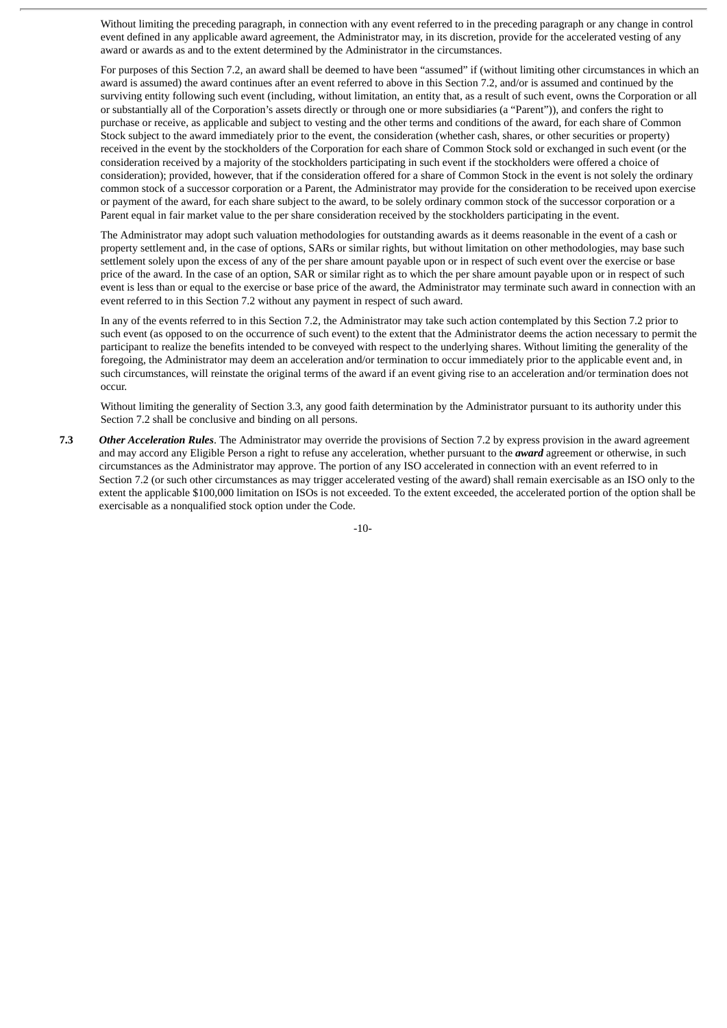Without limiting the preceding paragraph, in connection with any event referred to in the preceding paragraph or any change in control event defined in any applicable award agreement, the Administrator may, in its discretion, provide for the accelerated vesting of any award or awards as and to the extent determined by the Administrator in the circumstances.

For purposes of this Section 7.2, an award shall be deemed to have been "assumed" if (without limiting other circumstances in which an award is assumed) the award continues after an event referred to above in this Section 7.2, and/or is assumed and continued by the surviving entity following such event (including, without limitation, an entity that, as a result of such event, owns the Corporation or all or substantially all of the Corporation's assets directly or through one or more subsidiaries (a "Parent")), and confers the right to purchase or receive, as applicable and subject to vesting and the other terms and conditions of the award, for each share of Common Stock subject to the award immediately prior to the event, the consideration (whether cash, shares, or other securities or property) received in the event by the stockholders of the Corporation for each share of Common Stock sold or exchanged in such event (or the consideration received by a majority of the stockholders participating in such event if the stockholders were offered a choice of consideration); provided, however, that if the consideration offered for a share of Common Stock in the event is not solely the ordinary common stock of a successor corporation or a Parent, the Administrator may provide for the consideration to be received upon exercise or payment of the award, for each share subject to the award, to be solely ordinary common stock of the successor corporation or a Parent equal in fair market value to the per share consideration received by the stockholders participating in the event.

The Administrator may adopt such valuation methodologies for outstanding awards as it deems reasonable in the event of a cash or property settlement and, in the case of options, SARs or similar rights, but without limitation on other methodologies, may base such settlement solely upon the excess of any of the per share amount payable upon or in respect of such event over the exercise or base price of the award. In the case of an option, SAR or similar right as to which the per share amount payable upon or in respect of such event is less than or equal to the exercise or base price of the award, the Administrator may terminate such award in connection with an event referred to in this Section 7.2 without any payment in respect of such award.

In any of the events referred to in this Section 7.2, the Administrator may take such action contemplated by this Section 7.2 prior to such event (as opposed to on the occurrence of such event) to the extent that the Administrator deems the action necessary to permit the participant to realize the benefits intended to be conveyed with respect to the underlying shares. Without limiting the generality of the foregoing, the Administrator may deem an acceleration and/or termination to occur immediately prior to the applicable event and, in such circumstances, will reinstate the original terms of the award if an event giving rise to an acceleration and/or termination does not occur.

Without limiting the generality of Section 3.3, any good faith determination by the Administrator pursuant to its authority under this Section 7.2 shall be conclusive and binding on all persons.

**7.3** ***Other Acceleration Rules***. The Administrator may override the provisions of Section 7.2 by express provision in the award agreement and may accord any Eligible Person a right to refuse any acceleration, whether pursuant to the ***award*** agreement or otherwise, in such circumstances as the Administrator may approve. The portion of any ISO accelerated in connection with an event referred to in Section 7.2 (or such other circumstances as may trigger accelerated vesting of the award) shall remain exercisable as an ISO only to the extent the applicable $100,000 limitation on ISOs is not exceeded. To the extent exceeded, the accelerated portion of the option shall be exercisable as a nonqualified stock option under the Code.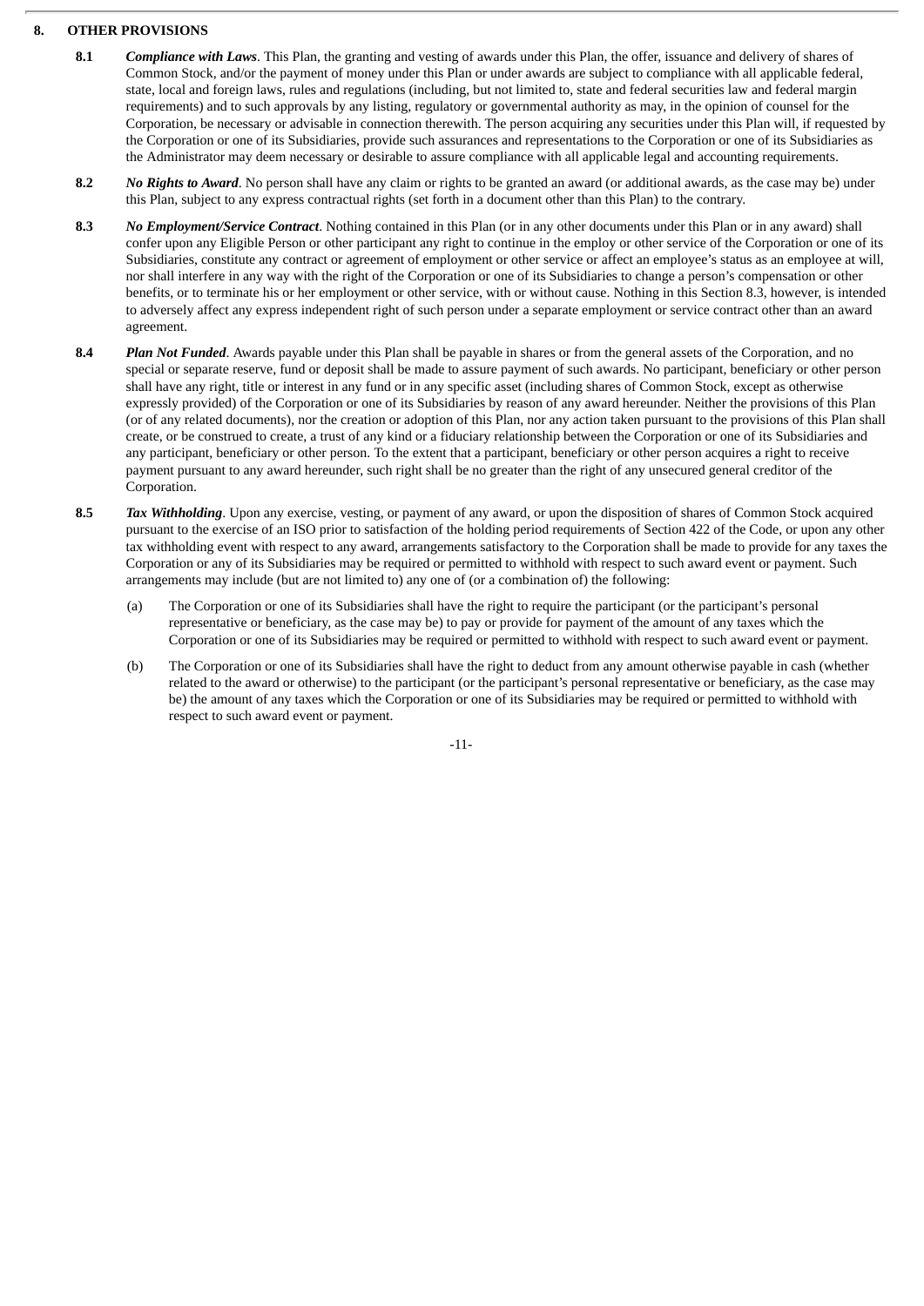## 8. OTHER PROVISIONS

**8.1** ***Compliance with Laws***. This Plan, the granting and vesting of awards under this Plan, the offer, issuance and delivery of shares of Common Stock, and/or the payment of money under this Plan or under awards are subject to compliance with all applicable federal, state, local and foreign laws, rules and regulations (including, but not limited to, state and federal securities law and federal margin requirements) and to such approvals by any listing, regulatory or governmental authority as may, in the opinion of counsel for the Corporation, be necessary or advisable in connection therewith. The person acquiring any securities under this Plan will, if requested by the Corporation or one of its Subsidiaries, provide such assurances and representations to the Corporation or one of its Subsidiaries as the Administrator may deem necessary or desirable to assure compliance with all applicable legal and accounting requirements.

**8.2** ***No Rights to Award***. No person shall have any claim or rights to be granted an award (or additional awards, as the case may be) under this Plan, subject to any express contractual rights (set forth in a document other than this Plan) to the contrary.

**8.3** ***No Employment/Service Contract***. Nothing contained in this Plan (or in any other documents under this Plan or in any award) shall confer upon any Eligible Person or other participant any right to continue in the employ or other service of the Corporation or one of its Subsidiaries, constitute any contract or agreement of employment or other service or affect an employee's status as an employee at will, nor shall interfere in any way with the right of the Corporation or one of its Subsidiaries to change a person's compensation or other benefits, or to terminate his or her employment or other service, with or without cause. Nothing in this Section 8.3, however, is intended to adversely affect any express independent right of such person under a separate employment or service contract other than an award agreement.

**8.4** ***Plan Not Funded***. Awards payable under this Plan shall be payable in shares or from the general assets of the Corporation, and no special or separate reserve, fund or deposit shall be made to assure payment of such awards. No participant, beneficiary or other person shall have any right, title or interest in any fund or in any specific asset (including shares of Common Stock, except as otherwise expressly provided) of the Corporation or one of its Subsidiaries by reason of any award hereunder. Neither the provisions of this Plan (or of any related documents), nor the creation or adoption of this Plan, nor any action taken pursuant to the provisions of this Plan shall create, or be construed to create, a trust of any kind or a fiduciary relationship between the Corporation or one of its Subsidiaries and any participant, beneficiary or other person. To the extent that a participant, beneficiary or other person acquires a right to receive payment pursuant to any award hereunder, such right shall be no greater than the right of any unsecured general creditor of the Corporation.

**8.5** ***Tax Withholding***. Upon any exercise, vesting, or payment of any award, or upon the disposition of shares of Common Stock acquired pursuant to the exercise of an ISO prior to satisfaction of the holding period requirements of Section 422 of the Code, or upon any other tax withholding event with respect to any award, arrangements satisfactory to the Corporation shall be made to provide for any taxes the Corporation or any of its Subsidiaries may be required or permitted to withhold with respect to such award event or payment. Such arrangements may include (but are not limited to) any one of (or a combination of) the following:

(a) The Corporation or one of its Subsidiaries shall have the right to require the participant (or the participant's personal representative or beneficiary, as the case may be) to pay or provide for payment of the amount of any taxes which the Corporation or one of its Subsidiaries may be required or permitted to withhold with respect to such award event or payment.

(b) The Corporation or one of its Subsidiaries shall have the right to deduct from any amount otherwise payable in cash (whether related to the award or otherwise) to the participant (or the participant's personal representative or beneficiary, as the case may be) the amount of any taxes which the Corporation or one of its Subsidiaries may be required or permitted to withhold with respect to such award event or payment.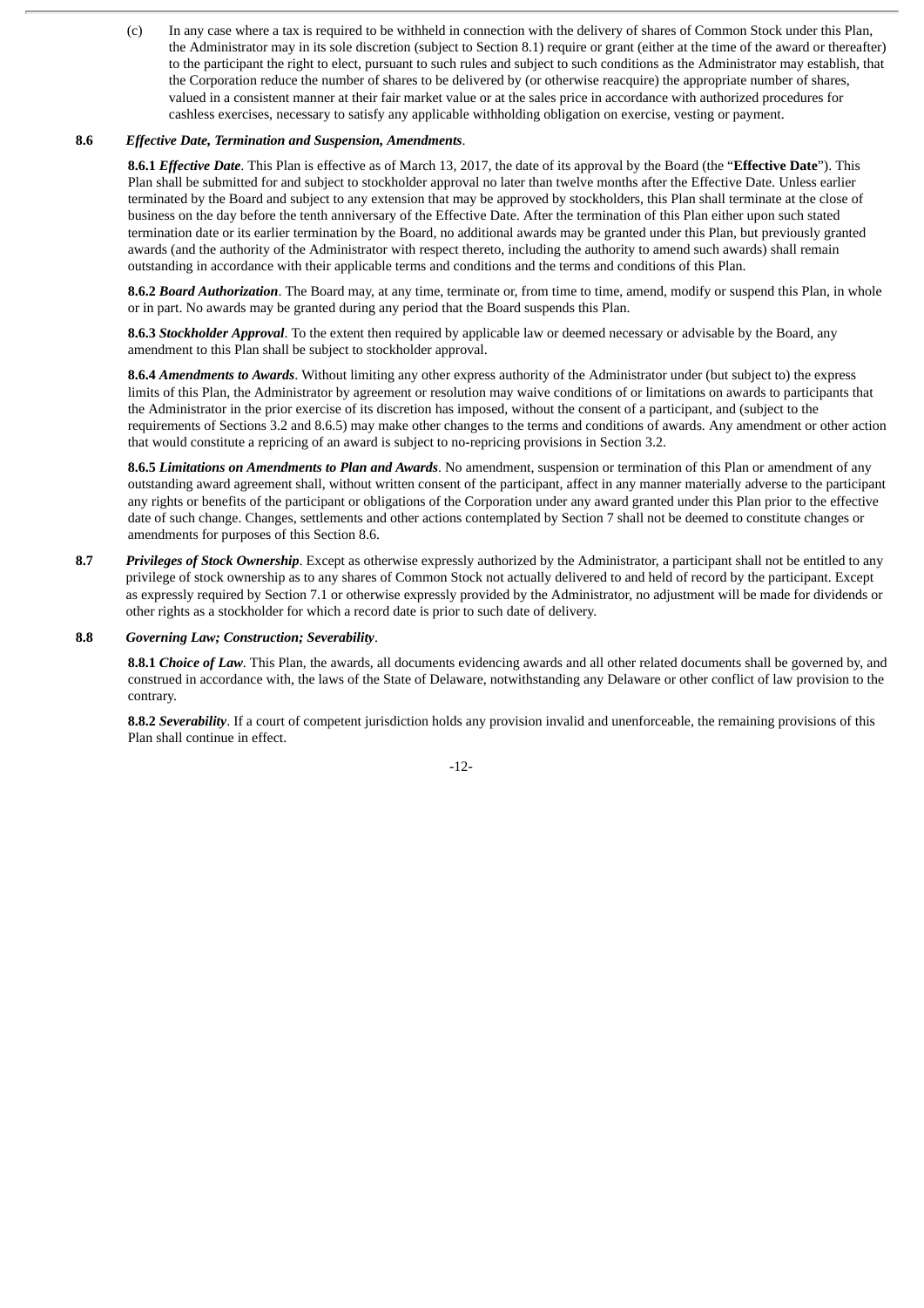(c) In any case where a tax is required to be withheld in connection with the delivery of shares of Common Stock under this Plan, the Administrator may in its sole discretion (subject to Section 8.1) require or grant (either at the time of the award or thereafter) to the participant the right to elect, pursuant to such rules and subject to such conditions as the Administrator may establish, that the Corporation reduce the number of shares to be delivered by (or otherwise reacquire) the appropriate number of shares, valued in a consistent manner at their fair market value or at the sales price in accordance with authorized procedures for cashless exercises, necessary to satisfy any applicable withholding obligation on exercise, vesting or payment.

**8.6** ***Effective Date, Termination and Suspension, Amendments***.

**8.6.1** ***Effective Date***. This Plan is effective as of March 13, 2017, the date of its approval by the Board (the "**Effective Date**"). This Plan shall be submitted for and subject to stockholder approval no later than twelve months after the Effective Date. Unless earlier terminated by the Board and subject to any extension that may be approved by stockholders, this Plan shall terminate at the close of business on the day before the tenth anniversary of the Effective Date. After the termination of this Plan either upon such stated termination date or its earlier termination by the Board, no additional awards may be granted under this Plan, but previously granted awards (and the authority of the Administrator with respect thereto, including the authority to amend such awards) shall remain outstanding in accordance with their applicable terms and conditions and the terms and conditions of this Plan.

**8.6.2** ***Board Authorization***. The Board may, at any time, terminate or, from time to time, amend, modify or suspend this Plan, in whole or in part. No awards may be granted during any period that the Board suspends this Plan.

**8.6.3** ***Stockholder Approval***. To the extent then required by applicable law or deemed necessary or advisable by the Board, any amendment to this Plan shall be subject to stockholder approval.

**8.6.4** ***Amendments to Awards***. Without limiting any other express authority of the Administrator under (but subject to) the express limits of this Plan, the Administrator by agreement or resolution may waive conditions of or limitations on awards to participants that the Administrator in the prior exercise of its discretion has imposed, without the consent of a participant, and (subject to the requirements of Sections 3.2 and 8.6.5) may make other changes to the terms and conditions of awards. Any amendment or other action that would constitute a repricing of an award is subject to no-repricing provisions in Section 3.2.

**8.6.5** ***Limitations on Amendments to Plan and Awards***. No amendment, suspension or termination of this Plan or amendment of any outstanding award agreement shall, without written consent of the participant, affect in any manner materially adverse to the participant any rights or benefits of the participant or obligations of the Corporation under any award granted under this Plan prior to the effective date of such change. Changes, settlements and other actions contemplated by Section 7 shall not be deemed to constitute changes or amendments for purposes of this Section 8.6.

**8.7** ***Privileges of Stock Ownership***. Except as otherwise expressly authorized by the Administrator, a participant shall not be entitled to any privilege of stock ownership as to any shares of Common Stock not actually delivered to and held of record by the participant. Except as expressly required by Section 7.1 or otherwise expressly provided by the Administrator, no adjustment will be made for dividends or other rights as a stockholder for which a record date is prior to such date of delivery.

**8.8** ***Governing Law; Construction; Severability***.

**8.8.1** ***Choice of Law***. This Plan, the awards, all documents evidencing awards and all other related documents shall be governed by, and construed in accordance with, the laws of the State of Delaware, notwithstanding any Delaware or other conflict of law provision to the contrary.

**8.8.2** ***Severability***. If a court of competent jurisdiction holds any provision invalid and unenforceable, the remaining provisions of this Plan shall continue in effect.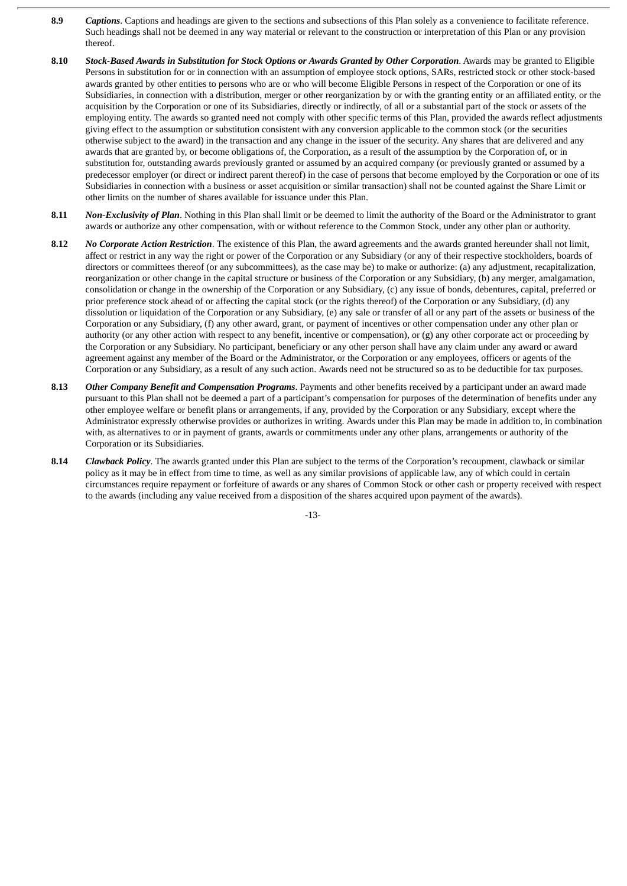**8.9** ***Captions***. Captions and headings are given to the sections and subsections of this Plan solely as a convenience to facilitate reference. Such headings shall not be deemed in any way material or relevant to the construction or interpretation of this Plan or any provision thereof.

**8.10** ***Stock-Based Awards in Substitution for Stock Options or Awards Granted by Other Corporation***. Awards may be granted to Eligible Persons in substitution for or in connection with an assumption of employee stock options, SARs, restricted stock or other stock-based awards granted by other entities to persons who are or who will become Eligible Persons in respect of the Corporation or one of its Subsidiaries, in connection with a distribution, merger or other reorganization by or with the granting entity or an affiliated entity, or the acquisition by the Corporation or one of its Subsidiaries, directly or indirectly, of all or a substantial part of the stock or assets of the employing entity. The awards so granted need not comply with other specific terms of this Plan, provided the awards reflect adjustments giving effect to the assumption or substitution consistent with any conversion applicable to the common stock (or the securities otherwise subject to the award) in the transaction and any change in the issuer of the security. Any shares that are delivered and any awards that are granted by, or become obligations of, the Corporation, as a result of the assumption by the Corporation of, or in substitution for, outstanding awards previously granted or assumed by an acquired company (or previously granted or assumed by a predecessor employer (or direct or indirect parent thereof) in the case of persons that become employed by the Corporation or one of its Subsidiaries in connection with a business or asset acquisition or similar transaction) shall not be counted against the Share Limit or other limits on the number of shares available for issuance under this Plan.

**8.11** ***Non-Exclusivity of Plan***. Nothing in this Plan shall limit or be deemed to limit the authority of the Board or the Administrator to grant awards or authorize any other compensation, with or without reference to the Common Stock, under any other plan or authority.

**8.12** ***No Corporate Action Restriction***. The existence of this Plan, the award agreements and the awards granted hereunder shall not limit, affect or restrict in any way the right or power of the Corporation or any Subsidiary (or any of their respective stockholders, boards of directors or committees thereof (or any subcommittees), as the case may be) to make or authorize: (a) any adjustment, recapitalization, reorganization or other change in the capital structure or business of the Corporation or any Subsidiary, (b) any merger, amalgamation, consolidation or change in the ownership of the Corporation or any Subsidiary, (c) any issue of bonds, debentures, capital, preferred or prior preference stock ahead of or affecting the capital stock (or the rights thereof) of the Corporation or any Subsidiary, (d) any dissolution or liquidation of the Corporation or any Subsidiary, (e) any sale or transfer of all or any part of the assets or business of the Corporation or any Subsidiary, (f) any other award, grant, or payment of incentives or other compensation under any other plan or authority (or any other action with respect to any benefit, incentive or compensation), or (g) any other corporate act or proceeding by the Corporation or any Subsidiary. No participant, beneficiary or any other person shall have any claim under any award or award agreement against any member of the Board or the Administrator, or the Corporation or any employees, officers or agents of the Corporation or any Subsidiary, as a result of any such action. Awards need not be structured so as to be deductible for tax purposes.

**8.13** ***Other Company Benefit and Compensation Programs***. Payments and other benefits received by a participant under an award made pursuant to this Plan shall not be deemed a part of a participant's compensation for purposes of the determination of benefits under any other employee welfare or benefit plans or arrangements, if any, provided by the Corporation or any Subsidiary, except where the Administrator expressly otherwise provides or authorizes in writing. Awards under this Plan may be made in addition to, in combination with, as alternatives to or in payment of grants, awards or commitments under any other plans, arrangements or authority of the Corporation or its Subsidiaries.

**8.14** ***Clawback Policy***. The awards granted under this Plan are subject to the terms of the Corporation's recoupment, clawback or similar policy as it may be in effect from time to time, as well as any similar provisions of applicable law, any of which could in certain circumstances require repayment or forfeiture of awards or any shares of Common Stock or other cash or property received with respect to the awards (including any value received from a disposition of the shares acquired upon payment of the awards).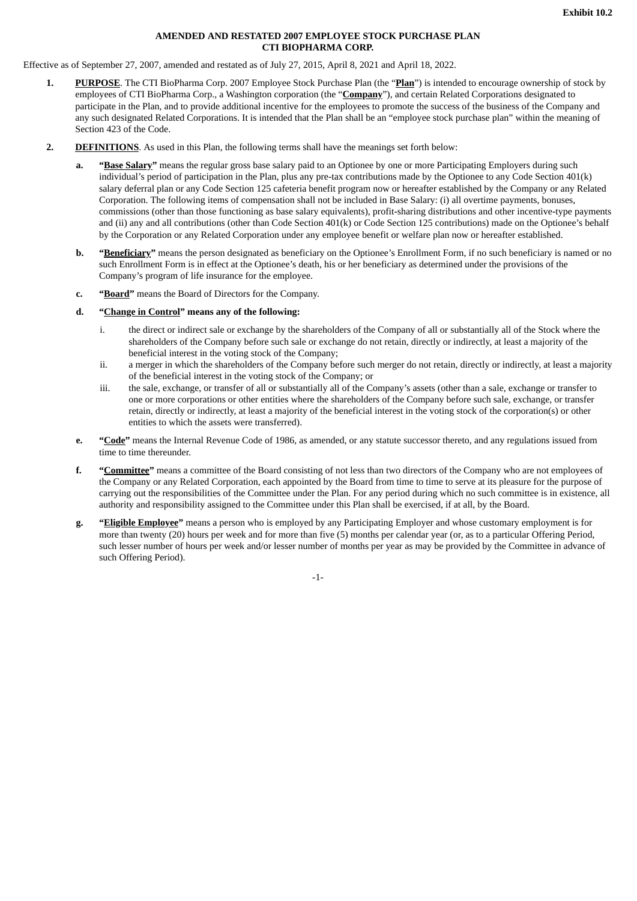**Exhibit 10.2**

**AMENDED AND RESTATED 2007 EMPLOYEE STOCK PURCHASE PLAN**
**CTI BIOPHARMA CORP.**

Effective as of September 27, 2007, amended and restated as of July 27, 2015, April 8, 2021 and April 18, 2022.

1. **PURPOSE**. The CTI BioPharma Corp. 2007 Employee Stock Purchase Plan (the "**Plan**") is intended to encourage ownership of stock by employees of CTI BioPharma Corp., a Washington corporation (the "**Company**"), and certain Related Corporations designated to participate in the Plan, and to provide additional incentive for the employees to promote the success of the business of the Company and any such designated Related Corporations. It is intended that the Plan shall be an "employee stock purchase plan" within the meaning of Section 423 of the Code.

2. **DEFINITIONS**. As used in this Plan, the following terms shall have the meanings set forth below:

   a. **"Base Salary"** means the regular gross base salary paid to an Optionee by one or more Participating Employers during such individual's period of participation in the Plan, plus any pre-tax contributions made by the Optionee to any Code Section 401(k) salary deferral plan or any Code Section 125 cafeteria benefit program now or hereafter established by the Company or any Related Corporation. The following items of compensation shall not be included in Base Salary: (i) all overtime payments, bonuses, commissions (other than those functioning as base salary equivalents), profit-sharing distributions and other incentive-type payments and (ii) any and all contributions (other than Code Section 401(k) or Code Section 125 contributions) made on the Optionee's behalf by the Corporation or any Related Corporation under any employee benefit or welfare plan now or hereafter established.

   b. **"Beneficiary"** means the person designated as beneficiary on the Optionee's Enrollment Form, if no such beneficiary is named or no such Enrollment Form is in effect at the Optionee's death, his or her beneficiary as determined under the provisions of the Company's program of life insurance for the employee.

   c. **"Board"** means the Board of Directors for the Company.

   d. **"Change in Control" means any of the following:**

      i. the direct or indirect sale or exchange by the shareholders of the Company of all or substantially all of the Stock where the shareholders of the Company before such sale or exchange do not retain, directly or indirectly, at least a majority of the beneficial interest in the voting stock of the Company;

      ii. a merger in which the shareholders of the Company before such merger do not retain, directly or indirectly, at least a majority of the beneficial interest in the voting stock of the Company; or

      iii. the sale, exchange, or transfer of all or substantially all of the Company's assets (other than a sale, exchange or transfer to one or more corporations or other entities where the shareholders of the Company before such sale, exchange, or transfer retain, directly or indirectly, at least a majority of the beneficial interest in the voting stock of the corporation(s) or other entities to which the assets were transferred).

   e. **"Code"** means the Internal Revenue Code of 1986, as amended, or any statute successor thereto, and any regulations issued from time to time thereunder.

   f. **"Committee"** means a committee of the Board consisting of not less than two directors of the Company who are not employees of the Company or any Related Corporation, each appointed by the Board from time to time to serve at its pleasure for the purpose of carrying out the responsibilities of the Committee under the Plan. For any period during which no such committee is in existence, all authority and responsibility assigned to the Committee under this Plan shall be exercised, if at all, by the Board.

   g. **"Eligible Employee"** means a person who is employed by any Participating Employer and whose customary employment is for more than twenty (20) hours per week and for more than five (5) months per calendar year (or, as to a particular Offering Period, such lesser number of hours per week and/or lesser number of months per year as may be provided by the Committee in advance of such Offering Period).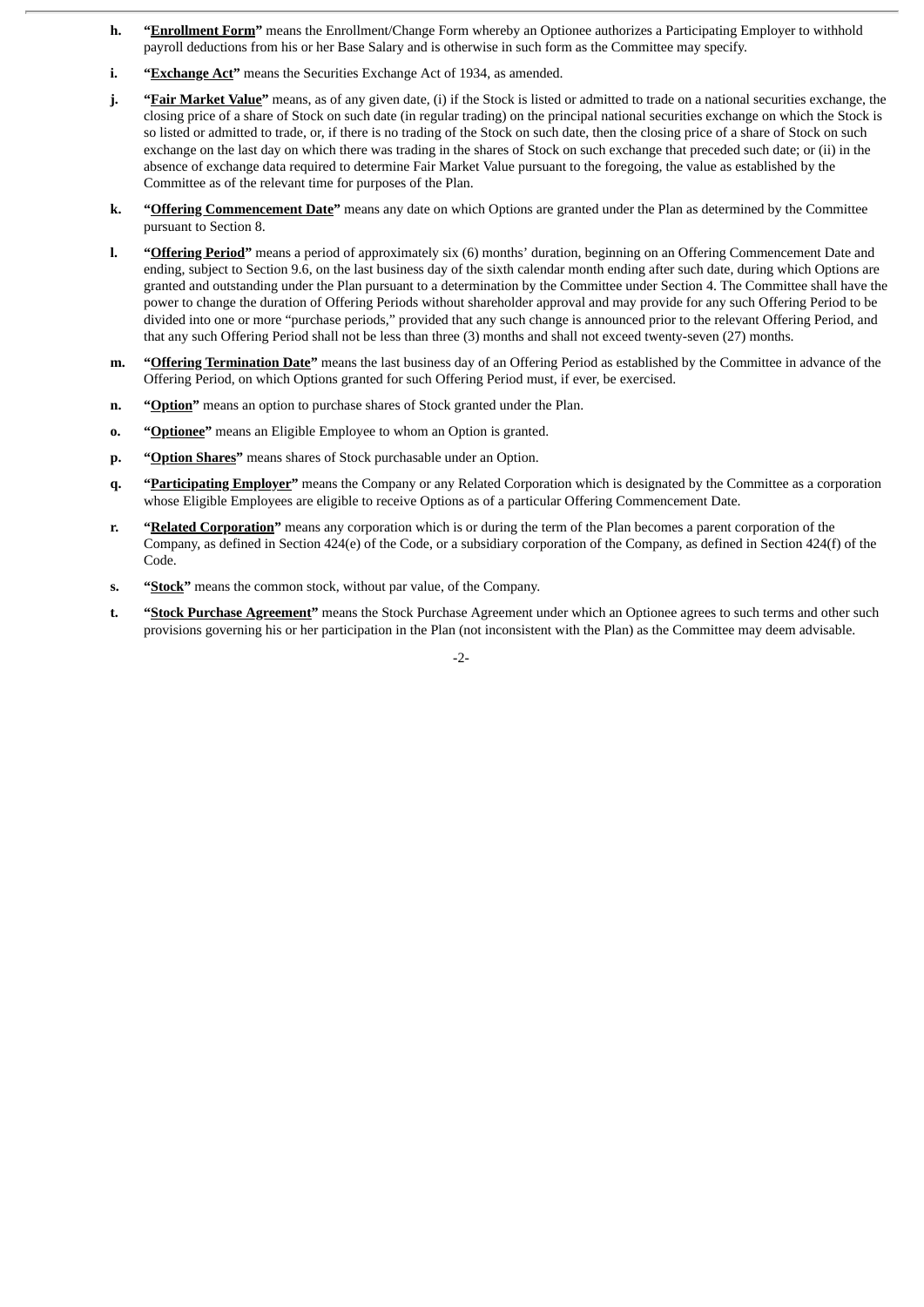h. **"<u>Enrollment Form</u>"** means the Enrollment/Change Form whereby an Optionee authorizes a Participating Employer to withhold payroll deductions from his or her Base Salary and is otherwise in such form as the Committee may specify.

i. **"<u>Exchange Act</u>"** means the Securities Exchange Act of 1934, as amended.

j. **"<u>Fair Market Value</u>"** means, as of any given date, (i) if the Stock is listed or admitted to trade on a national securities exchange, the closing price of a share of Stock on such date (in regular trading) on the principal national securities exchange on which the Stock is so listed or admitted to trade, or, if there is no trading of the Stock on such date, then the closing price of a share of Stock on such exchange on the last day on which there was trading in the shares of Stock on such exchange that preceded such date; or (ii) in the absence of exchange data required to determine Fair Market Value pursuant to the foregoing, the value as established by the Committee as of the relevant time for purposes of the Plan.

k. **"<u>Offering Commencement Date</u>"** means any date on which Options are granted under the Plan as determined by the Committee pursuant to Section 8.

l. **"<u>Offering Period</u>"** means a period of approximately six (6) months' duration, beginning on an Offering Commencement Date and ending, subject to Section 9.6, on the last business day of the sixth calendar month ending after such date, during which Options are granted and outstanding under the Plan pursuant to a determination by the Committee under Section 4. The Committee shall have the power to change the duration of Offering Periods without shareholder approval and may provide for any such Offering Period to be divided into one or more "purchase periods," provided that any such change is announced prior to the relevant Offering Period, and that any such Offering Period shall not be less than three (3) months and shall not exceed twenty-seven (27) months.

m. **"<u>Offering Termination Date</u>"** means the last business day of an Offering Period as established by the Committee in advance of the Offering Period, on which Options granted for such Offering Period must, if ever, be exercised.

n. **"<u>Option</u>"** means an option to purchase shares of Stock granted under the Plan.

o. **"<u>Optionee</u>"** means an Eligible Employee to whom an Option is granted.

p. **"<u>Option Shares</u>"** means shares of Stock purchasable under an Option.

q. **"<u>Participating Employer</u>"** means the Company or any Related Corporation which is designated by the Committee as a corporation whose Eligible Employees are eligible to receive Options as of a particular Offering Commencement Date.

r. **"<u>Related Corporation</u>"** means any corporation which is or during the term of the Plan becomes a parent corporation of the Company, as defined in Section 424(e) of the Code, or a subsidiary corporation of the Company, as defined in Section 424(f) of the Code.

s. **"<u>Stock</u>"** means the common stock, without par value, of the Company.

t. **"<u>Stock Purchase Agreement</u>"** means the Stock Purchase Agreement under which an Optionee agrees to such terms and other such provisions governing his or her participation in the Plan (not inconsistent with the Plan) as the Committee may deem advisable.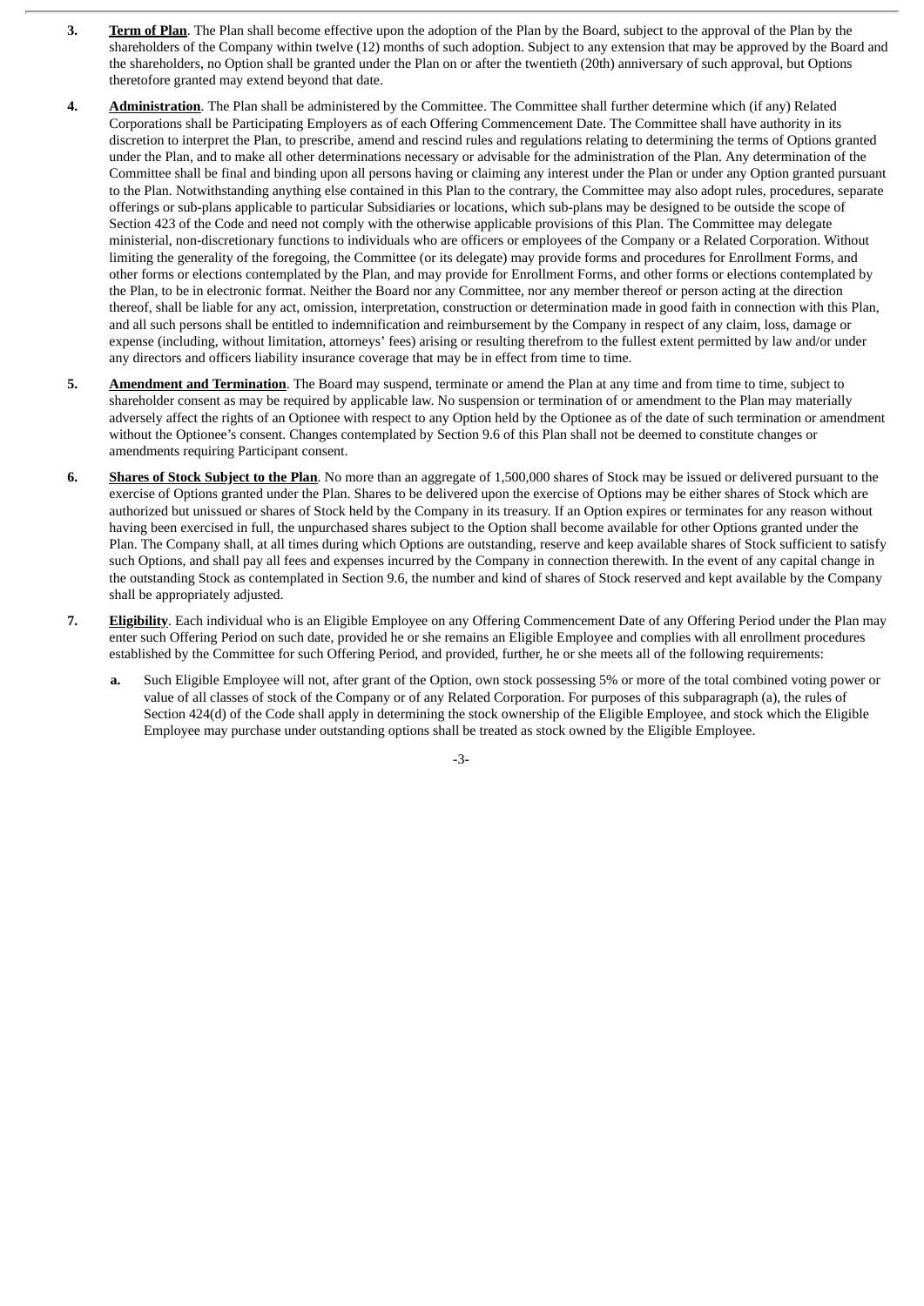3. **Term of Plan**. The Plan shall become effective upon the adoption of the Plan by the Board, subject to the approval of the Plan by the shareholders of the Company within twelve (12) months of such adoption. Subject to any extension that may be approved by the Board and the shareholders, no Option shall be granted under the Plan on or after the twentieth (20th) anniversary of such approval, but Options theretofore granted may extend beyond that date.

4. **Administration**. The Plan shall be administered by the Committee. The Committee shall further determine which (if any) Related Corporations shall be Participating Employers as of each Offering Commencement Date. The Committee shall have authority in its discretion to interpret the Plan, to prescribe, amend and rescind rules and regulations relating to determining the terms of Options granted under the Plan, and to make all other determinations necessary or advisable for the administration of the Plan. Any determination of the Committee shall be final and binding upon all persons having or claiming any interest under the Plan or under any Option granted pursuant to the Plan. Notwithstanding anything else contained in this Plan to the contrary, the Committee may also adopt rules, procedures, separate offerings or sub-plans applicable to particular Subsidiaries or locations, which sub-plans may be designed to be outside the scope of Section 423 of the Code and need not comply with the otherwise applicable provisions of this Plan. The Committee may delegate ministerial, non-discretionary functions to individuals who are officers or employees of the Company or a Related Corporation. Without limiting the generality of the foregoing, the Committee (or its delegate) may provide forms and procedures for Enrollment Forms, and other forms or elections contemplated by the Plan, and may provide for Enrollment Forms, and other forms or elections contemplated by the Plan, to be in electronic format. Neither the Board nor any Committee, nor any member thereof or person acting at the direction thereof, shall be liable for any act, omission, interpretation, construction or determination made in good faith in connection with this Plan, and all such persons shall be entitled to indemnification and reimbursement by the Company in respect of any claim, loss, damage or expense (including, without limitation, attorneys' fees) arising or resulting therefrom to the fullest extent permitted by law and/or under any directors and officers liability insurance coverage that may be in effect from time to time.

5. **Amendment and Termination**. The Board may suspend, terminate or amend the Plan at any time and from time to time, subject to shareholder consent as may be required by applicable law. No suspension or termination of or amendment to the Plan may materially adversely affect the rights of an Optionee with respect to any Option held by the Optionee as of the date of such termination or amendment without the Optionee's consent. Changes contemplated by Section 9.6 of this Plan shall not be deemed to constitute changes or amendments requiring Participant consent.

6. **Shares of Stock Subject to the Plan**. No more than an aggregate of 1,500,000 shares of Stock may be issued or delivered pursuant to the exercise of Options granted under the Plan. Shares to be delivered upon the exercise of Options may be either shares of Stock which are authorized but unissued or shares of Stock held by the Company in its treasury. If an Option expires or terminates for any reason without having been exercised in full, the unpurchased shares subject to the Option shall become available for other Options granted under the Plan. The Company shall, at all times during which Options are outstanding, reserve and keep available shares of Stock sufficient to satisfy such Options, and shall pay all fees and expenses incurred by the Company in connection therewith. In the event of any capital change in the outstanding Stock as contemplated in Section 9.6, the number and kind of shares of Stock reserved and kept available by the Company shall be appropriately adjusted.

7. **Eligibility**. Each individual who is an Eligible Employee on any Offering Commencement Date of any Offering Period under the Plan may enter such Offering Period on such date, provided he or she remains an Eligible Employee and complies with all enrollment procedures established by the Committee for such Offering Period, and provided, further, he or she meets all of the following requirements:

   **a.** Such Eligible Employee will not, after grant of the Option, own stock possessing 5% or more of the total combined voting power or value of all classes of stock of the Company or of any Related Corporation. For purposes of this subparagraph (a), the rules of Section 424(d) of the Code shall apply in determining the stock ownership of the Eligible Employee, and stock which the Eligible Employee may purchase under outstanding options shall be treated as stock owned by the Eligible Employee.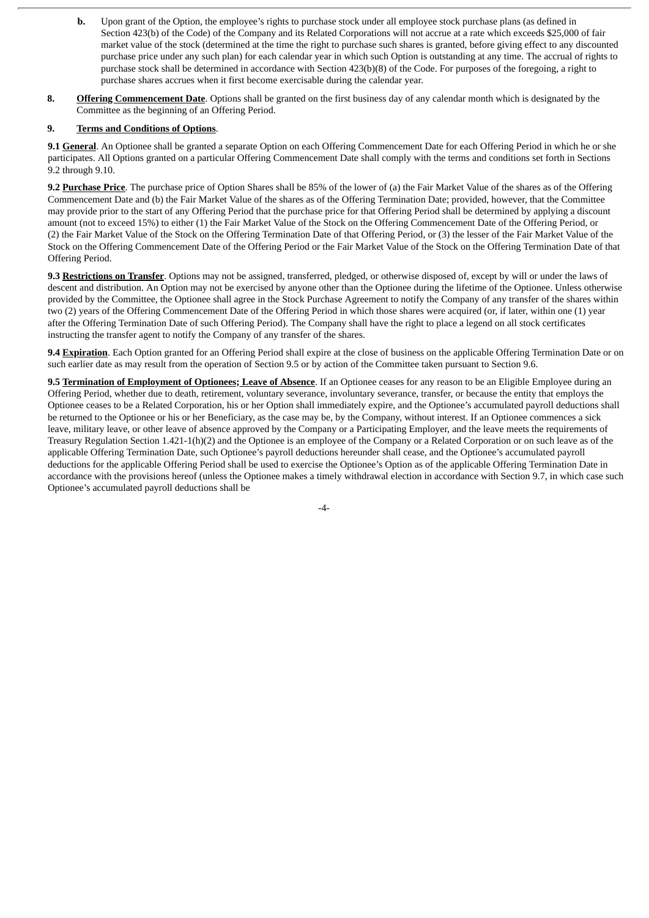b. Upon grant of the Option, the employee's rights to purchase stock under all employee stock purchase plans (as defined in Section 423(b) of the Code) of the Company and its Related Corporations will not accrue at a rate which exceeds $25,000 of fair market value of the stock (determined at the time the right to purchase such shares is granted, before giving effect to any discounted purchase price under any such plan) for each calendar year in which such Option is outstanding at any time. The accrual of rights to purchase stock shall be determined in accordance with Section 423(b)(8) of the Code. For purposes of the foregoing, a right to purchase shares accrues when it first become exercisable during the calendar year.

**8. <u>Offering Commencement Date</u>**. Options shall be granted on the first business day of any calendar month which is designated by the Committee as the beginning of an Offering Period.

**9. <u>Terms and Conditions of Options</u>**.

**9.1 <u>General</u>**. An Optionee shall be granted a separate Option on each Offering Commencement Date for each Offering Period in which he or she participates. All Options granted on a particular Offering Commencement Date shall comply with the terms and conditions set forth in Sections 9.2 through 9.10.

**9.2 <u>Purchase Price</u>**. The purchase price of Option Shares shall be 85% of the lower of (a) the Fair Market Value of the shares as of the Offering Commencement Date and (b) the Fair Market Value of the shares as of the Offering Termination Date; provided, however, that the Committee may provide prior to the start of any Offering Period that the purchase price for that Offering Period shall be determined by applying a discount amount (not to exceed 15%) to either (1) the Fair Market Value of the Stock on the Offering Commencement Date of the Offering Period, or (2) the Fair Market Value of the Stock on the Offering Termination Date of that Offering Period, or (3) the lesser of the Fair Market Value of the Stock on the Offering Commencement Date of the Offering Period or the Fair Market Value of the Stock on the Offering Termination Date of that Offering Period.

**9.3 <u>Restrictions on Transfer</u>**. Options may not be assigned, transferred, pledged, or otherwise disposed of, except by will or under the laws of descent and distribution. An Option may not be exercised by anyone other than the Optionee during the lifetime of the Optionee. Unless otherwise provided by the Committee, the Optionee shall agree in the Stock Purchase Agreement to notify the Company of any transfer of the shares within two (2) years of the Offering Commencement Date of the Offering Period in which those shares were acquired (or, if later, within one (1) year after the Offering Termination Date of such Offering Period). The Company shall have the right to place a legend on all stock certificates instructing the transfer agent to notify the Company of any transfer of the shares.

**9.4 <u>Expiration</u>**. Each Option granted for an Offering Period shall expire at the close of business on the applicable Offering Termination Date or on such earlier date as may result from the operation of Section 9.5 or by action of the Committee taken pursuant to Section 9.6.

**9.5 <u>Termination of Employment of Optionees; Leave of Absence</u>**. If an Optionee ceases for any reason to be an Eligible Employee during an Offering Period, whether due to death, retirement, voluntary severance, involuntary severance, transfer, or because the entity that employs the Optionee ceases to be a Related Corporation, his or her Option shall immediately expire, and the Optionee's accumulated payroll deductions shall be returned to the Optionee or his or her Beneficiary, as the case may be, by the Company, without interest. If an Optionee commences a sick leave, military leave, or other leave of absence approved by the Company or a Participating Employer, and the leave meets the requirements of Treasury Regulation Section 1.421-1(h)(2) and the Optionee is an employee of the Company or a Related Corporation or on such leave as of the applicable Offering Termination Date, such Optionee's payroll deductions hereunder shall cease, and the Optionee's accumulated payroll deductions for the applicable Offering Period shall be used to exercise the Optionee's Option as of the applicable Offering Termination Date in accordance with the provisions hereof (unless the Optionee makes a timely withdrawal election in accordance with Section 9.7, in which case such Optionee's accumulated payroll deductions shall be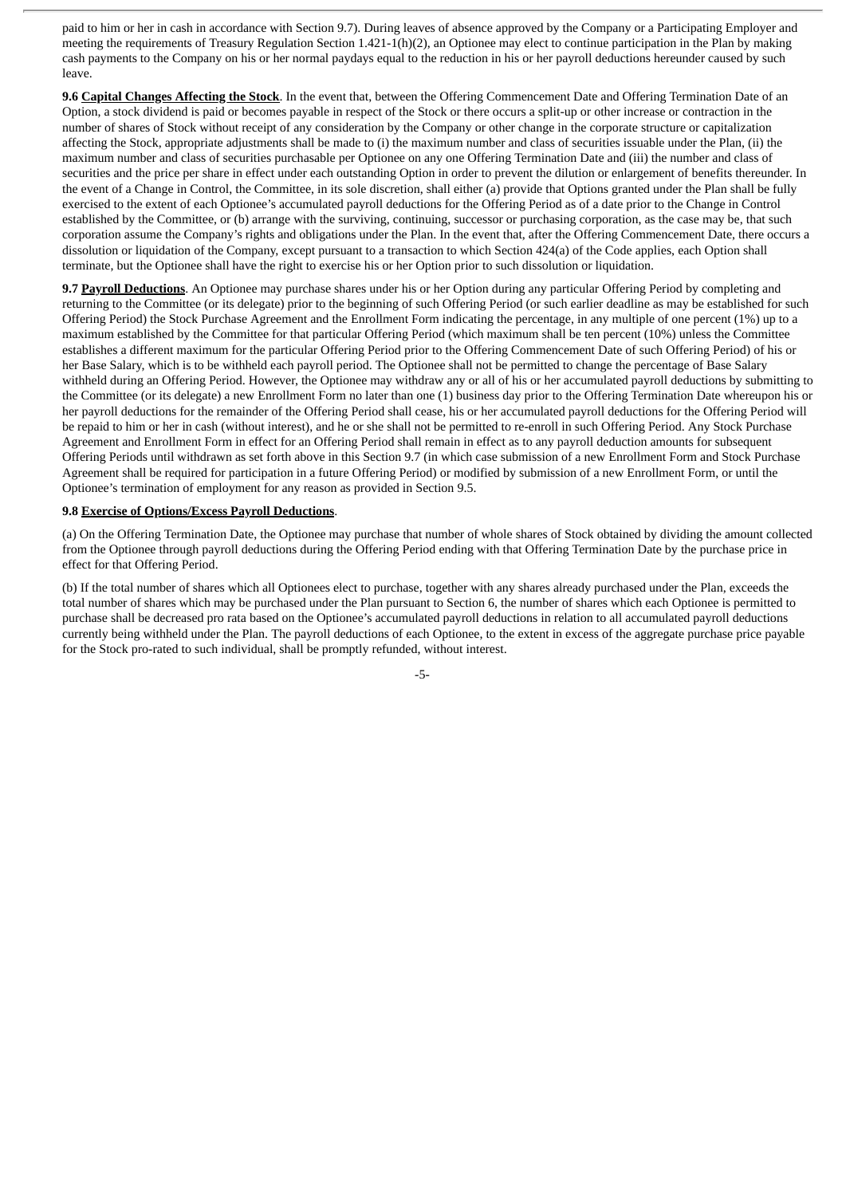paid to him or her in cash in accordance with Section 9.7). During leaves of absence approved by the Company or a Participating Employer and meeting the requirements of Treasury Regulation Section 1.421-1(h)(2), an Optionee may elect to continue participation in the Plan by making cash payments to the Company on his or her normal paydays equal to the reduction in his or her payroll deductions hereunder caused by such leave.

**9.6 Capital Changes Affecting the Stock**. In the event that, between the Offering Commencement Date and Offering Termination Date of an Option, a stock dividend is paid or becomes payable in respect of the Stock or there occurs a split-up or other increase or contraction in the number of shares of Stock without receipt of any consideration by the Company or other change in the corporate structure or capitalization affecting the Stock, appropriate adjustments shall be made to (i) the maximum number and class of securities issuable under the Plan, (ii) the maximum number and class of securities purchasable per Optionee on any one Offering Termination Date and (iii) the number and class of securities and the price per share in effect under each outstanding Option in order to prevent the dilution or enlargement of benefits thereunder. In the event of a Change in Control, the Committee, in its sole discretion, shall either (a) provide that Options granted under the Plan shall be fully exercised to the extent of each Optionee's accumulated payroll deductions for the Offering Period as of a date prior to the Change in Control established by the Committee, or (b) arrange with the surviving, continuing, successor or purchasing corporation, as the case may be, that such corporation assume the Company's rights and obligations under the Plan. In the event that, after the Offering Commencement Date, there occurs a dissolution or liquidation of the Company, except pursuant to a transaction to which Section 424(a) of the Code applies, each Option shall terminate, but the Optionee shall have the right to exercise his or her Option prior to such dissolution or liquidation.

**9.7 Payroll Deductions**. An Optionee may purchase shares under his or her Option during any particular Offering Period by completing and returning to the Committee (or its delegate) prior to the beginning of such Offering Period (or such earlier deadline as may be established for such Offering Period) the Stock Purchase Agreement and the Enrollment Form indicating the percentage, in any multiple of one percent (1%) up to a maximum established by the Committee for that particular Offering Period (which maximum shall be ten percent (10%) unless the Committee establishes a different maximum for the particular Offering Period prior to the Offering Commencement Date of such Offering Period) of his or her Base Salary, which is to be withheld each payroll period. The Optionee shall not be permitted to change the percentage of Base Salary withheld during an Offering Period. However, the Optionee may withdraw any or all of his or her accumulated payroll deductions by submitting to the Committee (or its delegate) a new Enrollment Form no later than one (1) business day prior to the Offering Termination Date whereupon his or her payroll deductions for the remainder of the Offering Period shall cease, his or her accumulated payroll deductions for the Offering Period will be repaid to him or her in cash (without interest), and he or she shall not be permitted to re-enroll in such Offering Period. Any Stock Purchase Agreement and Enrollment Form in effect for an Offering Period shall remain in effect as to any payroll deduction amounts for subsequent Offering Periods until withdrawn as set forth above in this Section 9.7 (in which case submission of a new Enrollment Form and Stock Purchase Agreement shall be required for participation in a future Offering Period) or modified by submission of a new Enrollment Form, or until the Optionee's termination of employment for any reason as provided in Section 9.5.

**9.8 Exercise of Options/Excess Payroll Deductions**.

(a) On the Offering Termination Date, the Optionee may purchase that number of whole shares of Stock obtained by dividing the amount collected from the Optionee through payroll deductions during the Offering Period ending with that Offering Termination Date by the purchase price in effect for that Offering Period.

(b) If the total number of shares which all Optionees elect to purchase, together with any shares already purchased under the Plan, exceeds the total number of shares which may be purchased under the Plan pursuant to Section 6, the number of shares which each Optionee is permitted to purchase shall be decreased pro rata based on the Optionee's accumulated payroll deductions in relation to all accumulated payroll deductions currently being withheld under the Plan. The payroll deductions of each Optionee, to the extent in excess of the aggregate purchase price payable for the Stock pro-rated to such individual, shall be promptly refunded, without interest.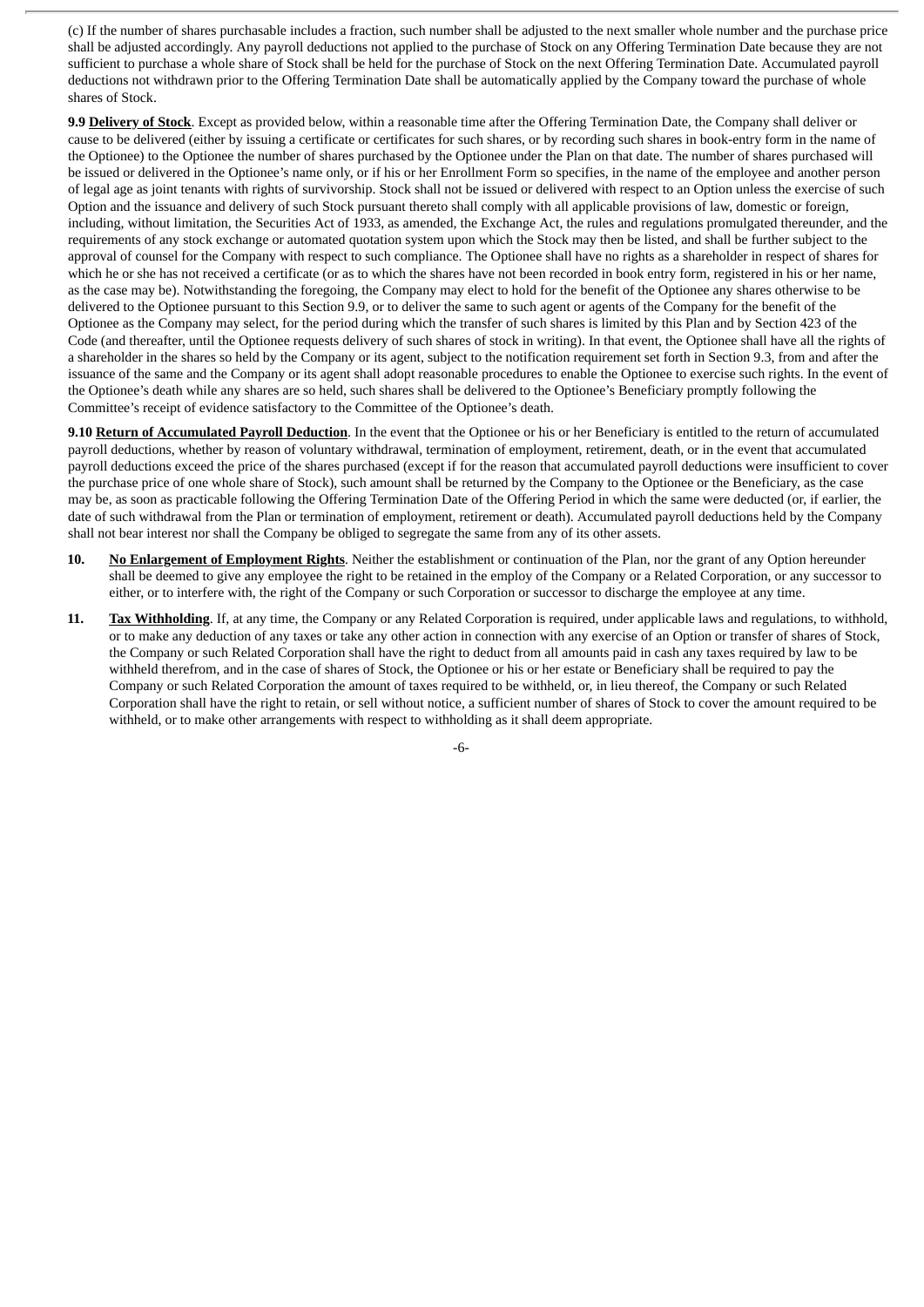(c) If the number of shares purchasable includes a fraction, such number shall be adjusted to the next smaller whole number and the purchase price shall be adjusted accordingly. Any payroll deductions not applied to the purchase of Stock on any Offering Termination Date because they are not sufficient to purchase a whole share of Stock shall be held for the purchase of Stock on the next Offering Termination Date. Accumulated payroll deductions not withdrawn prior to the Offering Termination Date shall be automatically applied by the Company toward the purchase of whole shares of Stock.

**9.9 <u>Delivery of Stock</u>**. Except as provided below, within a reasonable time after the Offering Termination Date, the Company shall deliver or cause to be delivered (either by issuing a certificate or certificates for such shares, or by recording such shares in book-entry form in the name of the Optionee) to the Optionee the number of shares purchased by the Optionee under the Plan on that date. The number of shares purchased will be issued or delivered in the Optionee's name only, or if his or her Enrollment Form so specifies, in the name of the employee and another person of legal age as joint tenants with rights of survivorship. Stock shall not be issued or delivered with respect to an Option unless the exercise of such Option and the issuance and delivery of such Stock pursuant thereto shall comply with all applicable provisions of law, domestic or foreign, including, without limitation, the Securities Act of 1933, as amended, the Exchange Act, the rules and regulations promulgated thereunder, and the requirements of any stock exchange or automated quotation system upon which the Stock may then be listed, and shall be further subject to the approval of counsel for the Company with respect to such compliance. The Optionee shall have no rights as a shareholder in respect of shares for which he or she has not received a certificate (or as to which the shares have not been recorded in book entry form, registered in his or her name, as the case may be). Notwithstanding the foregoing, the Company may elect to hold for the benefit of the Optionee any shares otherwise to be delivered to the Optionee pursuant to this Section 9.9, or to deliver the same to such agent or agents of the Company for the benefit of the Optionee as the Company may select, for the period during which the transfer of such shares is limited by this Plan and by Section 423 of the Code (and thereafter, until the Optionee requests delivery of such shares of stock in writing). In that event, the Optionee shall have all the rights of a shareholder in the shares so held by the Company or its agent, subject to the notification requirement set forth in Section 9.3, from and after the issuance of the same and the Company or its agent shall adopt reasonable procedures to enable the Optionee to exercise such rights. In the event of the Optionee's death while any shares are so held, such shares shall be delivered to the Optionee's Beneficiary promptly following the Committee's receipt of evidence satisfactory to the Committee of the Optionee's death.

**9.10 <u>Return of Accumulated Payroll Deduction</u>**. In the event that the Optionee or his or her Beneficiary is entitled to the return of accumulated payroll deductions, whether by reason of voluntary withdrawal, termination of employment, retirement, death, or in the event that accumulated payroll deductions exceed the price of the shares purchased (except if for the reason that accumulated payroll deductions were insufficient to cover the purchase price of one whole share of Stock), such amount shall be returned by the Company to the Optionee or the Beneficiary, as the case may be, as soon as practicable following the Offering Termination Date of the Offering Period in which the same were deducted (or, if earlier, the date of such withdrawal from the Plan or termination of employment, retirement or death). Accumulated payroll deductions held by the Company shall not bear interest nor shall the Company be obliged to segregate the same from any of its other assets.

**10. <u>No Enlargement of Employment Rights</u>**. Neither the establishment or continuation of the Plan, nor the grant of any Option hereunder shall be deemed to give any employee the right to be retained in the employ of the Company or a Related Corporation, or any successor to either, or to interfere with, the right of the Company or such Corporation or successor to discharge the employee at any time.

**11. <u>Tax Withholding</u>**. If, at any time, the Company or any Related Corporation is required, under applicable laws and regulations, to withhold, or to make any deduction of any taxes or take any other action in connection with any exercise of an Option or transfer of shares of Stock, the Company or such Related Corporation shall have the right to deduct from all amounts paid in cash any taxes required by law to be withheld therefrom, and in the case of shares of Stock, the Optionee or his or her estate or Beneficiary shall be required to pay the Company or such Related Corporation the amount of taxes required to be withheld, or, in lieu thereof, the Company or such Related Corporation shall have the right to retain, or sell without notice, a sufficient number of shares of Stock to cover the amount required to be withheld, or to make other arrangements with respect to withholding as it shall deem appropriate.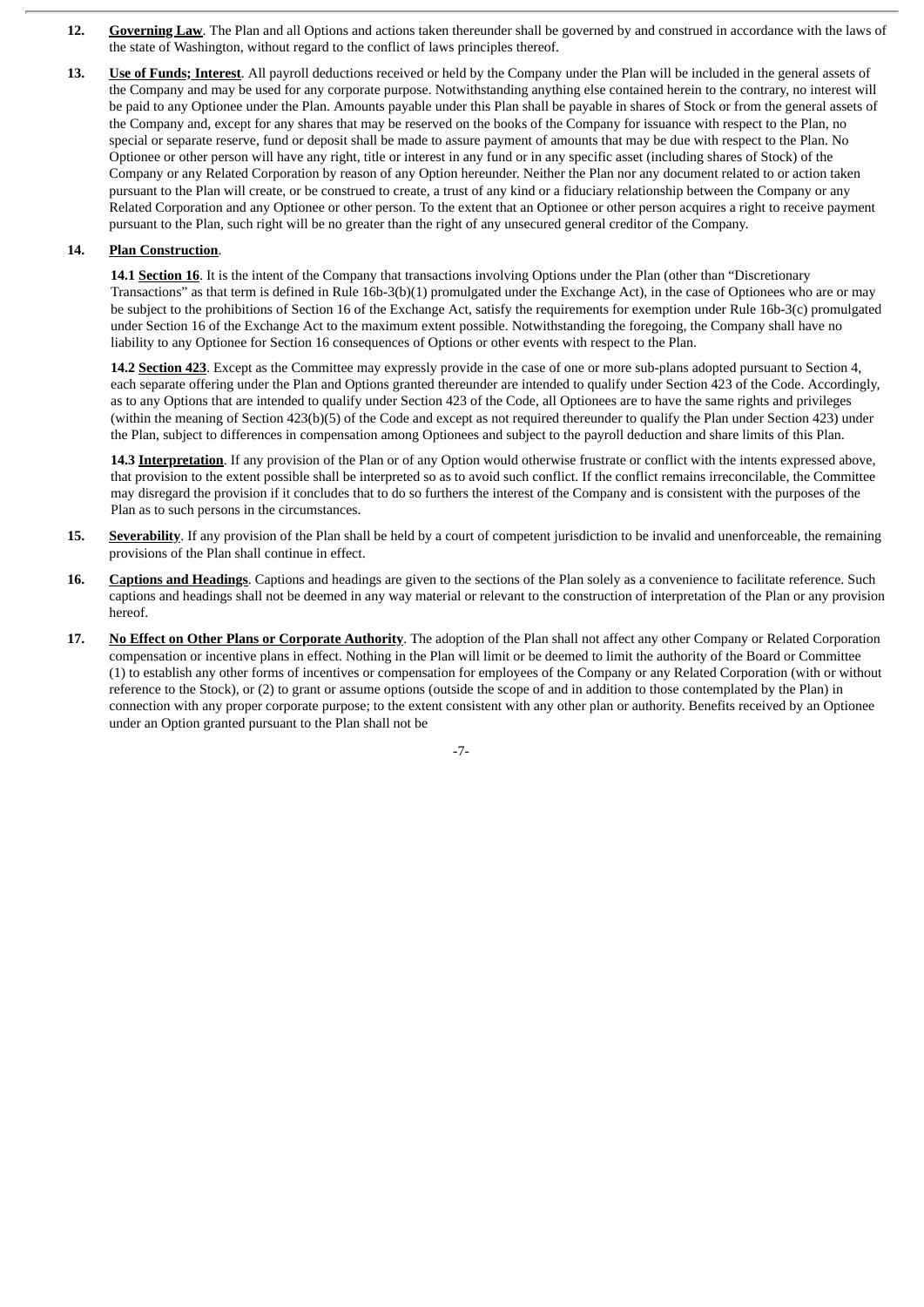**12. Governing Law**. The Plan and all Options and actions taken thereunder shall be governed by and construed in accordance with the laws of the state of Washington, without regard to the conflict of laws principles thereof.

**13. Use of Funds; Interest**. All payroll deductions received or held by the Company under the Plan will be included in the general assets of the Company and may be used for any corporate purpose. Notwithstanding anything else contained herein to the contrary, no interest will be paid to any Optionee under the Plan. Amounts payable under this Plan shall be payable in shares of Stock or from the general assets of the Company and, except for any shares that may be reserved on the books of the Company for issuance with respect to the Plan, no special or separate reserve, fund or deposit shall be made to assure payment of amounts that may be due with respect to the Plan. No Optionee or other person will have any right, title or interest in any fund or in any specific asset (including shares of Stock) of the Company or any Related Corporation by reason of any Option hereunder. Neither the Plan nor any document related to or action taken pursuant to the Plan will create, or be construed to create, a trust of any kind or a fiduciary relationship between the Company or any Related Corporation and any Optionee or other person. To the extent that an Optionee or other person acquires a right to receive payment pursuant to the Plan, such right will be no greater than the right of any unsecured general creditor of the Company.

**14. Plan Construction**.

**14.1 Section 16**. It is the intent of the Company that transactions involving Options under the Plan (other than "Discretionary Transactions" as that term is defined in Rule 16b-3(b)(1) promulgated under the Exchange Act), in the case of Optionees who are or may be subject to the prohibitions of Section 16 of the Exchange Act, satisfy the requirements for exemption under Rule 16b-3(c) promulgated under Section 16 of the Exchange Act to the maximum extent possible. Notwithstanding the foregoing, the Company shall have no liability to any Optionee for Section 16 consequences of Options or other events with respect to the Plan.

**14.2 Section 423**. Except as the Committee may expressly provide in the case of one or more sub-plans adopted pursuant to Section 4, each separate offering under the Plan and Options granted thereunder are intended to qualify under Section 423 of the Code. Accordingly, as to any Options that are intended to qualify under Section 423 of the Code, all Optionees are to have the same rights and privileges (within the meaning of Section 423(b)(5) of the Code and except as not required thereunder to qualify the Plan under Section 423) under the Plan, subject to differences in compensation among Optionees and subject to the payroll deduction and share limits of this Plan.

**14.3 Interpretation**. If any provision of the Plan or of any Option would otherwise frustrate or conflict with the intents expressed above, that provision to the extent possible shall be interpreted so as to avoid such conflict. If the conflict remains irreconcilable, the Committee may disregard the provision if it concludes that to do so furthers the interest of the Company and is consistent with the purposes of the Plan as to such persons in the circumstances.

**15. Severability**. If any provision of the Plan shall be held by a court of competent jurisdiction to be invalid and unenforceable, the remaining provisions of the Plan shall continue in effect.

**16. Captions and Headings**. Captions and headings are given to the sections of the Plan solely as a convenience to facilitate reference. Such captions and headings shall not be deemed in any way material or relevant to the construction of interpretation of the Plan or any provision hereof.

**17. No Effect on Other Plans or Corporate Authority**. The adoption of the Plan shall not affect any other Company or Related Corporation compensation or incentive plans in effect. Nothing in the Plan will limit or be deemed to limit the authority of the Board or Committee (1) to establish any other forms of incentives or compensation for employees of the Company or any Related Corporation (with or without reference to the Stock), or (2) to grant or assume options (outside the scope of and in addition to those contemplated by the Plan) in connection with any proper corporate purpose; to the extent consistent with any other plan or authority. Benefits received by an Optionee under an Option granted pursuant to the Plan shall not be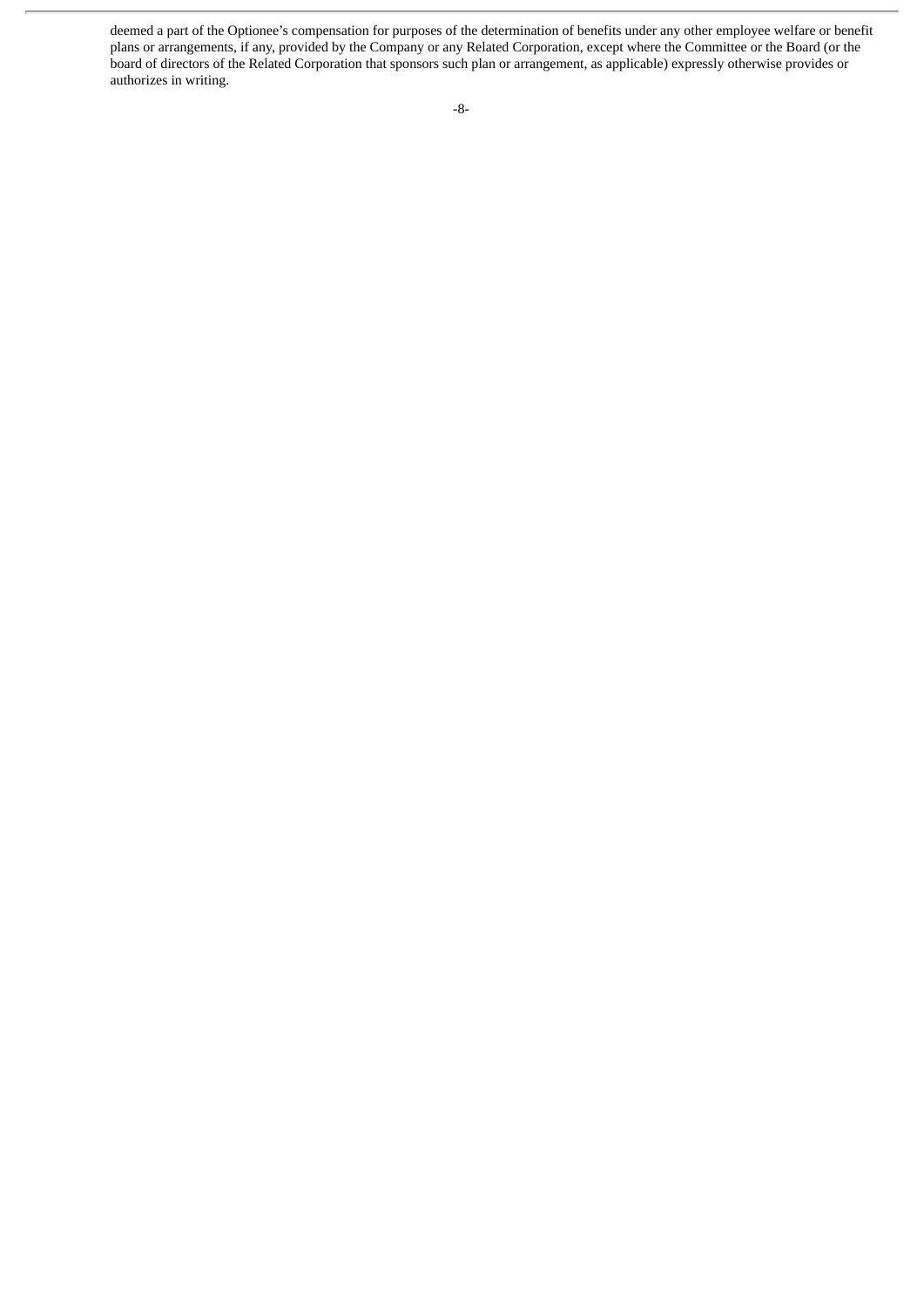deemed a part of the Optionee's compensation for purposes of the determination of benefits under any other employee welfare or benefit plans or arrangements, if any, provided by the Company or any Related Corporation, except where the Committee or the Board (or the board of directors of the Related Corporation that sponsors such plan or arrangement, as applicable) expressly otherwise provides or authorizes in writing.